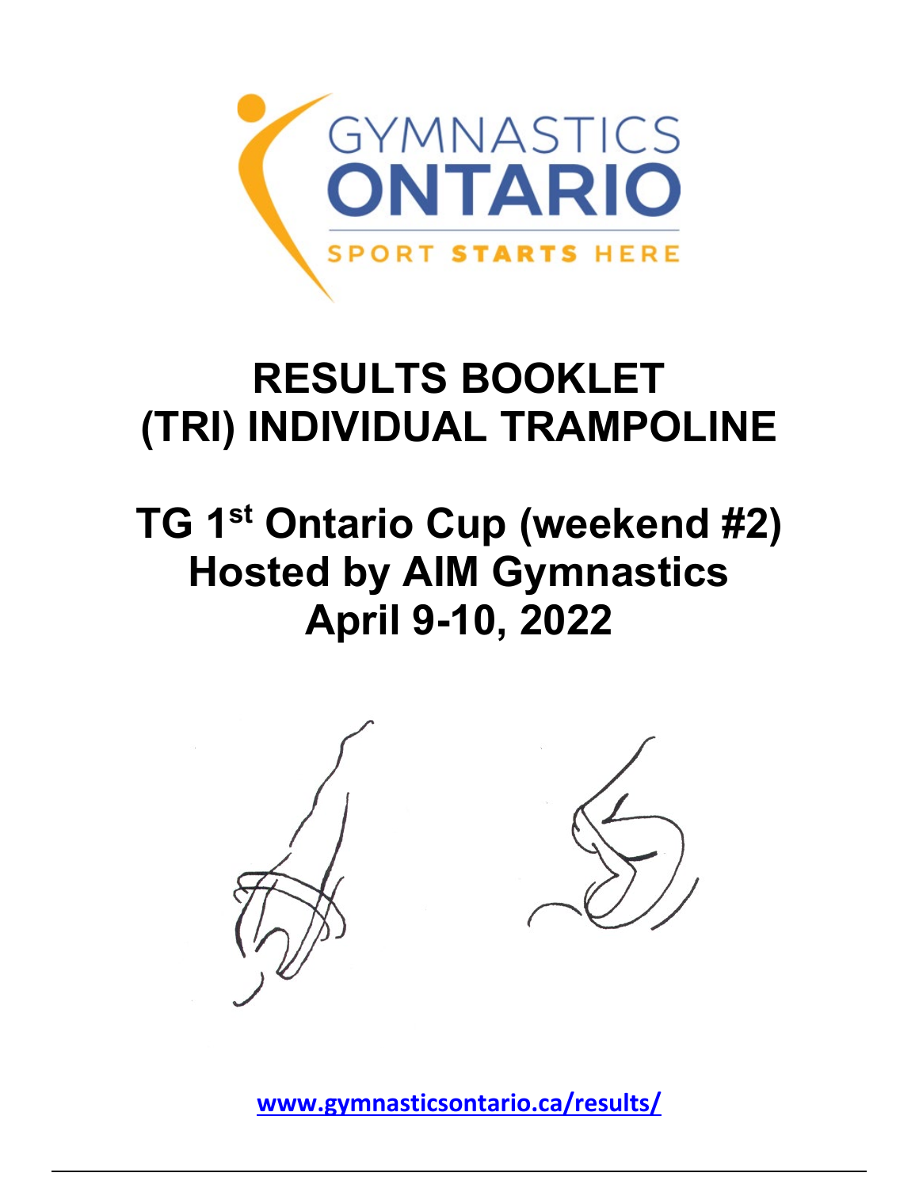GYMNASTICS ONTARIO

SPORT STARTS HERE

# RESULTS BOOKLET (TRI) INDIVIDUAL TRAMPOLINE

# TG 1st Ontario Cup (weekend #2) Hosted by AIM Gymnastics April 9-10, 2022

www.gymnasticsontario.ca/results/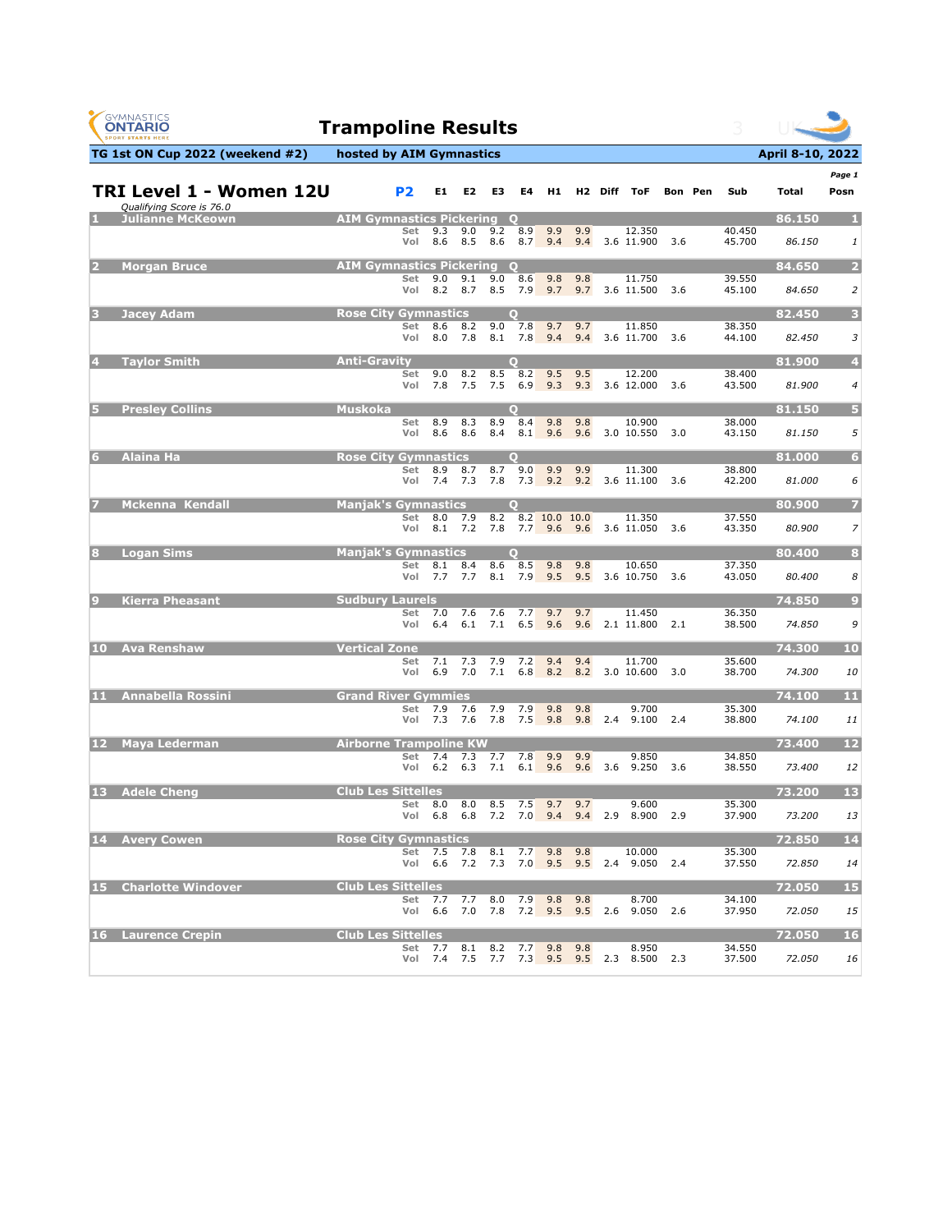# Trampoline Results

**TG 1st ON Cup 2022 (weekend #2)** | **hosted by AIM Gymnastics** | **April 8-10, 2022**

## TRI Level 1 - Women 12U

*Qualifying Score is 76.0*

| # | Name | Club | Q | P2 | E1 | E2 | E3 | E4 | H1 | H2 | Diff | ToF | Bon | Pen | Sub | Total | Posn |
|---|---|---|---|---|---|---|---|---|---|---|---|---|---|---|---|---|---|
| 1 | Julianne McKeown | AIM Gymnastics Pickering | Q | | | | | | | | | | | | | 86.150 | 1 |
| | | | | Set | 9.3 | 9.0 | 9.2 | 8.9 | 9.9 | 9.9 | | 12.350 | | | 40.450 | | |
| | | | | Vol | 8.6 | 8.5 | 8.6 | 8.7 | 9.4 | 9.4 | 3.6 | 11.900 | 3.6 | | 45.700 | 86.150 | 1 |
| 2 | Morgan Bruce | AIM Gymnastics Pickering | Q | | | | | | | | | | | | | 84.650 | 2 |
| | | | | Set | 9.0 | 9.1 | 9.0 | 8.6 | 9.8 | 9.8 | | 11.750 | | | 39.550 | | |
| | | | | Vol | 8.2 | 8.7 | 8.5 | 7.9 | 9.7 | 9.7 | 3.6 | 11.500 | 3.6 | | 45.100 | 84.650 | 2 |
| 3 | Jacey Adam | Rose City Gymnastics | Q | | | | | | | | | | | | | 82.450 | 3 |
| | | | | Set | 8.6 | 8.2 | 9.0 | 7.8 | 9.7 | 9.7 | | 11.850 | | | 38.350 | | |
| | | | | Vol | 8.0 | 7.8 | 8.1 | 7.8 | 9.4 | 9.4 | 3.6 | 11.700 | 3.6 | | 44.100 | 82.450 | 3 |
| 4 | Taylor Smith | Anti-Gravity | Q | | | | | | | | | | | | | 81.900 | 4 |
| | | | | Set | 9.0 | 8.2 | 8.5 | 8.2 | 9.5 | 9.5 | | 12.200 | | | 38.400 | | |
| | | | | Vol | 7.8 | 7.5 | 7.5 | 6.9 | 9.3 | 9.3 | 3.6 | 12.000 | 3.6 | | 43.500 | 81.900 | 4 |
| 5 | Presley Collins | Muskoka | Q | | | | | | | | | | | | | 81.150 | 5 |
| | | | | Set | 8.9 | 8.3 | 8.9 | 8.4 | 9.8 | 9.8 | | 10.900 | | | 38.000 | | |
| | | | | Vol | 8.6 | 8.6 | 8.4 | 8.1 | 9.6 | 9.6 | 3.0 | 10.550 | 3.0 | | 43.150 | 81.150 | 5 |
| 6 | Alaina Ha | Rose City Gymnastics | Q | | | | | | | | | | | | | 81.000 | 6 |
| | | | | Set | 8.9 | 8.7 | 8.7 | 9.0 | 9.9 | 9.9 | | 11.300 | | | 38.800 | | |
| | | | | Vol | 7.4 | 7.3 | 7.8 | 7.3 | 9.2 | 9.2 | 3.6 | 11.100 | 3.6 | | 42.200 | 81.000 | 6 |
| 7 | Mckenna Kendall | Manjak's Gymnastics | Q | | | | | | | | | | | | | 80.900 | 7 |
| | | | | Set | 8.0 | 7.9 | 8.2 | 8.2 | 10.0 | 10.0 | | 11.350 | | | 37.550 | | |
| | | | | Vol | 8.1 | 7.2 | 7.8 | 7.7 | 9.6 | 9.6 | 3.6 | 11.050 | 3.6 | | 43.350 | 80.900 | 7 |
| 8 | Logan Sims | Manjak's Gymnastics | Q | | | | | | | | | | | | | 80.400 | 8 |
| | | | | Set | 8.1 | 8.4 | 8.6 | 8.5 | 9.8 | 9.8 | | 10.650 | | | 37.350 | | |
| | | | | Vol | 7.7 | 7.7 | 8.1 | 7.9 | 9.5 | 9.5 | 3.6 | 10.750 | 3.6 | | 43.050 | 80.400 | 8 |
| 9 | Kierra Pheasant | Sudbury Laurels | | | | | | | | | | | | | | 74.850 | 9 |
| | | | | Set | 7.0 | 7.6 | 7.6 | 7.7 | 9.7 | 9.7 | | 11.450 | | | 36.350 | | |
| | | | | Vol | 6.4 | 6.1 | 7.1 | 6.5 | 9.6 | 9.6 | 2.1 | 11.800 | 2.1 | | 38.500 | 74.850 | 9 |
| 10 | Ava Renshaw | Vertical Zone | | | | | | | | | | | | | | 74.300 | 10 |
| | | | | Set | 7.1 | 7.3 | 7.9 | 7.2 | 9.4 | 9.4 | | 11.700 | | | 35.600 | | |
| | | | | Vol | 6.9 | 7.0 | 7.1 | 6.8 | 8.2 | 8.2 | 3.0 | 10.600 | 3.0 | | 38.700 | 74.300 | 10 |
| 11 | Annabella Rossini | Grand River Gymmies | | | | | | | | | | | | | | 74.100 | 11 |
| | | | | Set | 7.9 | 7.6 | 7.9 | 7.9 | 9.8 | 9.8 | | 9.700 | | | 35.300 | | |
| | | | | Vol | 7.3 | 7.6 | 7.8 | 7.5 | 9.8 | 9.8 | 2.4 | 9.100 | 2.4 | | 38.800 | 74.100 | 11 |
| 12 | Maya Lederman | Airborne Trampoline KW | | | | | | | | | | | | | | 73.400 | 12 |
| | | | | Set | 7.4 | 7.3 | 7.7 | 7.8 | 9.9 | 9.9 | | 9.850 | | | 34.850 | | |
| | | | | Vol | 6.2 | 6.3 | 7.1 | 6.1 | 9.6 | 9.6 | 3.6 | 9.250 | 3.6 | | 38.550 | 73.400 | 12 |
| 13 | Adele Cheng | Club Les Sittelles | | | | | | | | | | | | | | 73.200 | 13 |
| | | | | Set | 8.0 | 8.0 | 8.5 | 7.5 | 9.7 | 9.7 | | 9.600 | | | 35.300 | | |
| | | | | Vol | 6.8 | 6.8 | 7.2 | 7.0 | 9.4 | 9.4 | 2.9 | 8.900 | 2.9 | | 37.900 | 73.200 | 13 |
| 14 | Avery Cowen | Rose City Gymnastics | | | | | | | | | | | | | | 72.850 | 14 |
| | | | | Set | 7.5 | 7.8 | 8.1 | 7.7 | 9.8 | 9.8 | | 10.000 | | | 35.300 | | |
| | | | | Vol | 6.6 | 7.2 | 7.3 | 7.0 | 9.5 | 9.5 | 2.4 | 9.050 | 2.4 | | 37.550 | 72.850 | 14 |
| 15 | Charlotte Windover | Club Les Sittelles | | | | | | | | | | | | | | 72.050 | 15 |
| | | | | Set | 7.7 | 7.7 | 8.0 | 7.9 | 9.8 | 9.8 | | 8.700 | | | 34.100 | | |
| | | | | Vol | 6.6 | 7.0 | 7.8 | 7.2 | 9.5 | 9.5 | 2.6 | 9.050 | 2.6 | | 37.950 | 72.050 | 15 |
| 16 | Laurence Crepin | Club Les Sittelles | | | | | | | | | | | | | | 72.050 | 16 |
| | | | | Set | 7.7 | 8.1 | 8.2 | 7.7 | 9.8 | 9.8 | | 8.950 | | | 34.550 | | |
| | | | | Vol | 7.4 | 7.5 | 7.7 | 7.3 | 9.5 | 9.5 | 2.3 | 8.500 | 2.3 | | 37.500 | 72.050 | 16 |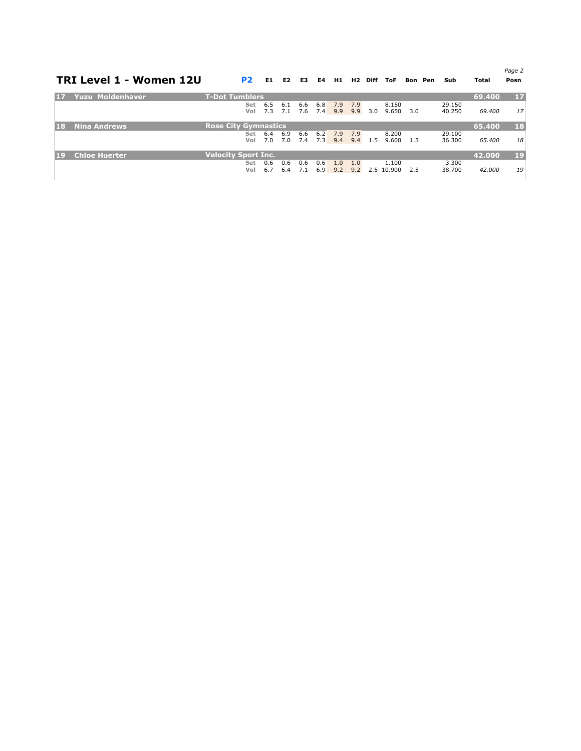# TRI Level 1 - Women 12U

**P2**

| # | Name | Club | Routine | E1 | E2 | E3 | E4 | H1 | H2 | Diff | ToF | Bon | Pen | Sub | Total | Posn |
|---|---|---|---|---|---|---|---|---|---|---|---|---|---|---|---|---|
| 17 | Yuzu Moldenhaver | T-Dot Tumblers | | | | | | | | | | | | | 69.400 | 17 |
| | | | Set | 6.5 | 6.1 | 6.6 | 6.8 | 7.9 | 7.9 | | 8.150 | | | 29.150 | | |
| | | | Vol | 7.3 | 7.1 | 7.6 | 7.4 | 9.9 | 9.9 | 3.0 | 9.650 | 3.0 | | 40.250 | *69.400* | *17* |
| 18 | Nina Andrews | Rose City Gymnastics | | | | | | | | | | | | | 65.400 | 18 |
| | | | Set | 6.4 | 6.9 | 6.6 | 6.2 | 7.9 | 7.9 | | 8.200 | | | 29.100 | | |
| | | | Vol | 7.0 | 7.0 | 7.4 | 7.3 | 9.4 | 9.4 | 1.5 | 9.600 | 1.5 | | 36.300 | *65.400* | *18* |
| 19 | Chloe Huerter | Velocity Sport Inc. | | | | | | | | | | | | | 42.000 | 19 |
| | | | Set | 0.6 | 0.6 | 0.6 | 0.6 | 1.0 | 1.0 | | 1.100 | | | 3.300 | | |
| | | | Vol | 6.7 | 6.4 | 7.1 | 6.9 | 9.2 | 9.2 | 2.5 | 10.900 | 2.5 | | 38.700 | *42.000* | *19* |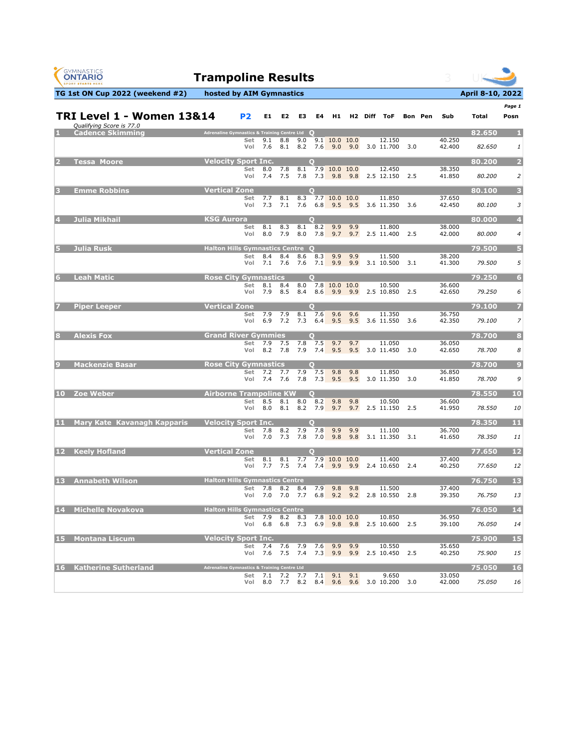# Trampoline Results

**TG 1st ON Cup 2022 (weekend #2)** — hosted by AIM Gymnastics — April 8-10, 2022

## TRI Level 1 - Women 13&14

P2

*Qualifying Score is 77.0*

| Rank | Name | Club | Q | Routine | E1 | E2 | E3 | E4 | H1 | H2 | Diff | ToF | Bon | Pen | Sub | Total | Posn |
|---|---|---|---|---|---|---|---|---|---|---|---|---|---|---|---|---|---|
| 1 | Cadence Skimming | Adrenaline Gymnastics & Training Centre Ltd | Q | | | | | | | | | | | | | 82.650 | 1 |
| | | | | Set | 9.1 | 8.8 | 9.0 | 9.1 | 10.0 | 10.0 | | 12.150 | | | 40.250 | | |
| | | | | Vol | 7.6 | 8.1 | 8.2 | 7.6 | 9.0 | 9.0 | 3.0 | 11.700 | 3.0 | | 42.400 | 82.650 | 1 |
| 2 | Tessa Moore | Velocity Sport Inc. | Q | | | | | | | | | | | | | 80.200 | 2 |
| | | | | Set | 8.0 | 7.8 | 8.1 | 7.9 | 10.0 | 10.0 | | 12.450 | | | 38.350 | | |
| | | | | Vol | 7.4 | 7.5 | 7.8 | 7.3 | 9.8 | 9.8 | 2.5 | 12.150 | 2.5 | | 41.850 | 80.200 | 2 |
| 3 | Emme Robbins | Vertical Zone | Q | | | | | | | | | | | | | 80.100 | 3 |
| | | | | Set | 7.7 | 8.1 | 8.3 | 7.7 | 10.0 | 10.0 | | 11.850 | | | 37.650 | | |
| | | | | Vol | 7.3 | 7.1 | 7.6 | 6.8 | 9.5 | 9.5 | 3.6 | 11.350 | 3.6 | | 42.450 | 80.100 | 3 |
| 4 | Julia Mikhail | KSG Aurora | Q | | | | | | | | | | | | | 80.000 | 4 |
| | | | | Set | 8.1 | 8.3 | 8.1 | 8.2 | 9.9 | 9.9 | | 11.800 | | | 38.000 | | |
| | | | | Vol | 8.0 | 7.9 | 8.0 | 7.8 | 9.7 | 9.7 | 2.5 | 11.400 | 2.5 | | 42.000 | 80.000 | 4 |
| 5 | Julia Rusk | Halton Hills Gymnastics Centre | Q | | | | | | | | | | | | | 79.500 | 5 |
| | | | | Set | 8.4 | 8.4 | 8.6 | 8.3 | 9.9 | 9.9 | | 11.500 | | | 38.200 | | |
| | | | | Vol | 7.1 | 7.6 | 7.6 | 7.1 | 9.9 | 9.9 | 3.1 | 10.500 | 3.1 | | 41.300 | 79.500 | 5 |
| 6 | Leah Matic | Rose City Gymnastics | Q | | | | | | | | | | | | | 79.250 | 6 |
| | | | | Set | 8.1 | 8.4 | 8.0 | 7.8 | 10.0 | 10.0 | | 10.500 | | | 36.600 | | |
| | | | | Vol | 7.9 | 8.5 | 8.4 | 8.6 | 9.9 | 9.9 | 2.5 | 10.850 | 2.5 | | 42.650 | 79.250 | 6 |
| 7 | Piper Leeper | Vertical Zone | Q | | | | | | | | | | | | | 79.100 | 7 |
| | | | | Set | 7.9 | 7.9 | 8.1 | 7.6 | 9.6 | 9.6 | | 11.350 | | | 36.750 | | |
| | | | | Vol | 6.9 | 7.2 | 7.3 | 6.4 | 9.5 | 9.5 | 3.6 | 11.550 | 3.6 | | 42.350 | 79.100 | 7 |
| 8 | Alexis Fox | Grand River Gymmies | Q | | | | | | | | | | | | | 78.700 | 8 |
| | | | | Set | 7.9 | 7.5 | 7.8 | 7.5 | 9.7 | 9.7 | | 11.050 | | | 36.050 | | |
| | | | | Vol | 8.2 | 7.8 | 7.9 | 7.4 | 9.5 | 9.5 | 3.0 | 11.450 | 3.0 | | 42.650 | 78.700 | 8 |
| 9 | Mackenzie Basar | Rose City Gymnastics | Q | | | | | | | | | | | | | 78.700 | 9 |
| | | | | Set | 7.2 | 7.7 | 7.9 | 7.5 | 9.8 | 9.8 | | 11.850 | | | 36.850 | | |
| | | | | Vol | 7.4 | 7.6 | 7.8 | 7.3 | 9.5 | 9.5 | 3.0 | 11.350 | 3.0 | | 41.850 | 78.700 | 9 |
| 10 | Zoe Weber | Airborne Trampoline KW | Q | | | | | | | | | | | | | 78.550 | 10 |
| | | | | Set | 8.5 | 8.1 | 8.0 | 8.2 | 9.8 | 9.8 | | 10.500 | | | 36.600 | | |
| | | | | Vol | 8.0 | 8.1 | 8.2 | 7.9 | 9.7 | 9.7 | 2.5 | 11.150 | 2.5 | | 41.950 | 78.550 | 10 |
| 11 | Mary Kate Kavanagh Kapparis | Velocity Sport Inc. | Q | | | | | | | | | | | | | 78.350 | 11 |
| | | | | Set | 7.8 | 8.2 | 7.9 | 7.8 | 9.9 | 9.9 | | 11.100 | | | 36.700 | | |
| | | | | Vol | 7.0 | 7.3 | 7.8 | 7.0 | 9.8 | 9.8 | 3.1 | 11.350 | 3.1 | | 41.650 | 78.350 | 11 |
| 12 | Keely Hofland | Vertical Zone | Q | | | | | | | | | | | | | 77.650 | 12 |
| | | | | Set | 8.1 | 8.1 | 7.7 | 7.9 | 10.0 | 10.0 | | 11.400 | | | 37.400 | | |
| | | | | Vol | 7.7 | 7.5 | 7.4 | 7.4 | 9.9 | 9.9 | 2.4 | 10.650 | 2.4 | | 40.250 | 77.650 | 12 |
| 13 | Annabeth Wilson | Halton Hills Gymnastics Centre | | | | | | | | | | | | | | 76.750 | 13 |
| | | | | Set | 7.8 | 8.2 | 8.4 | 7.9 | 9.8 | 9.8 | | 11.500 | | | 37.400 | | |
| | | | | Vol | 7.0 | 7.0 | 7.7 | 6.8 | 9.2 | 9.2 | 2.8 | 10.550 | 2.8 | | 39.350 | 76.750 | 13 |
| 14 | Michelle Novakova | Halton Hills Gymnastics Centre | | | | | | | | | | | | | | 76.050 | 14 |
| | | | | Set | 7.9 | 8.2 | 8.3 | 7.8 | 10.0 | 10.0 | | 10.850 | | | 36.950 | | |
| | | | | Vol | 6.8 | 6.8 | 7.3 | 6.9 | 9.8 | 9.8 | 2.5 | 10.600 | 2.5 | | 39.100 | 76.050 | 14 |
| 15 | Montana Liscum | Velocity Sport Inc. | | | | | | | | | | | | | | 75.900 | 15 |
| | | | | Set | 7.4 | 7.6 | 7.9 | 7.6 | 9.9 | 9.9 | | 10.550 | | | 35.650 | | |
| | | | | Vol | 7.6 | 7.5 | 7.4 | 7.3 | 9.9 | 9.9 | 2.5 | 10.450 | 2.5 | | 40.250 | 75.900 | 15 |
| 16 | Katherine Sutherland | Adrenaline Gymnastics & Training Centre Ltd | | | | | | | | | | | | | | 75.050 | 16 |
| | | | | Set | 7.1 | 7.2 | 7.7 | 7.1 | 9.1 | 9.1 | | 9.650 | | | 33.050 | | |
| | | | | Vol | 8.0 | 7.7 | 8.2 | 8.4 | 9.6 | 9.6 | 3.0 | 10.200 | 3.0 | | 42.000 | 75.050 | 16 |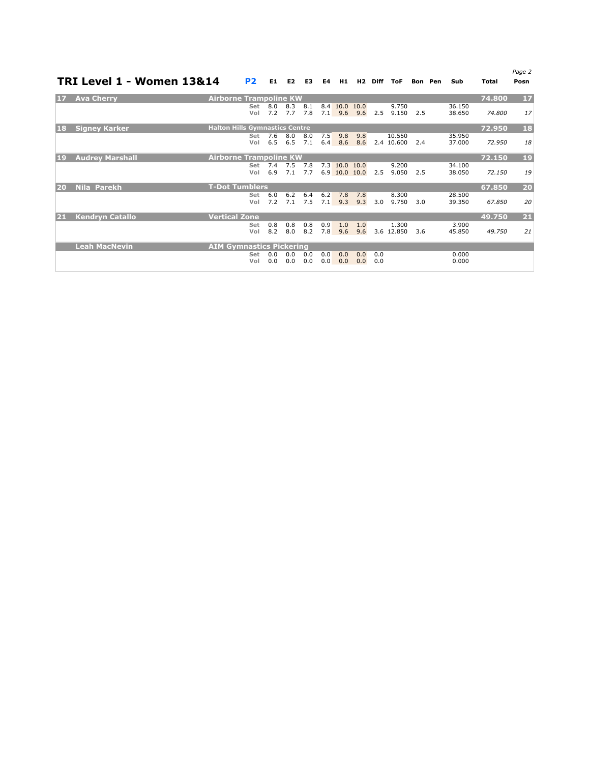## TRI Level 1 - Women 13&14

| Posn | Name | Club | P2 | E1 | E2 | E3 | E4 | H1 | H2 | Diff | ToF | Bon | Pen | Sub | Total | Posn |
|---|---|---|---|---|---|---|---|---|---|---|---|---|---|---|---|---|
| 17 | Ava Cherry | Airborne Trampoline KW | | | | | | | | | | | | | 74.800 | 17 |
| | | | Set | 8.0 | 8.3 | 8.1 | 8.4 | 10.0 | 10.0 | | 9.750 | | | 36.150 | | |
| | | | Vol | 7.2 | 7.7 | 7.8 | 7.1 | 9.6 | 9.6 | 2.5 | 9.150 | 2.5 | | 38.650 | *74.800* | *17* |
| 18 | Signey Karker | Halton Hills Gymnastics Centre | | | | | | | | | | | | | 72.950 | 18 |
| | | | Set | 7.6 | 8.0 | 8.0 | 7.5 | 9.8 | 9.8 | | 10.550 | | | 35.950 | | |
| | | | Vol | 6.5 | 6.5 | 7.1 | 6.4 | 8.6 | 8.6 | 2.4 | 10.600 | 2.4 | | 37.000 | *72.950* | *18* |
| 19 | Audrey Marshall | Airborne Trampoline KW | | | | | | | | | | | | | 72.150 | 19 |
| | | | Set | 7.4 | 7.5 | 7.8 | 7.3 | 10.0 | 10.0 | | 9.200 | | | 34.100 | | |
| | | | Vol | 6.9 | 7.1 | 7.7 | 6.9 | 10.0 | 10.0 | 2.5 | 9.050 | 2.5 | | 38.050 | *72.150* | *19* |
| 20 | Nila Parekh | T-Dot Tumblers | | | | | | | | | | | | | 67.850 | 20 |
| | | | Set | 6.0 | 6.2 | 6.4 | 6.2 | 7.8 | 7.8 | | 8.300 | | | 28.500 | | |
| | | | Vol | 7.2 | 7.1 | 7.5 | 7.1 | 9.3 | 9.3 | 3.0 | 9.750 | 3.0 | | 39.350 | *67.850* | *20* |
| 21 | Kendryn Catallo | Vertical Zone | | | | | | | | | | | | | 49.750 | 21 |
| | | | Set | 0.8 | 0.8 | 0.8 | 0.9 | 1.0 | 1.0 | | 1.300 | | | 3.900 | | |
| | | | Vol | 8.2 | 8.0 | 8.2 | 7.8 | 9.6 | 9.6 | 3.6 | 12.850 | 3.6 | | 45.850 | *49.750* | *21* |
| | Leah MacNevin | AIM Gymnastics Pickering | | | | | | | | | | | | | | |
| | | | Set | 0.0 | 0.0 | 0.0 | 0.0 | 0.0 | 0.0 | 0.0 | | | | 0.000 | | |
| | | | Vol | 0.0 | 0.0 | 0.0 | 0.0 | 0.0 | 0.0 | 0.0 | | | | 0.000 | | |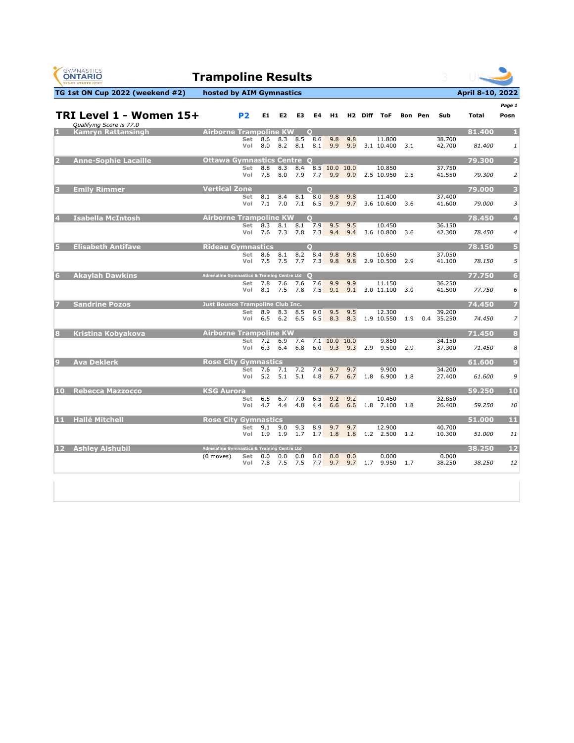# Trampoline Results

**TG 1st ON Cup 2022 (weekend #2)** — **hosted by AIM Gymnastics** — **April 8-10, 2022**

## TRI Level 1 - Women 15+

*Qualifying Score is 77.0*

P2

| Rank | Name | Club | Q | Routine | E1 | E2 | E3 | E4 | H1 | H2 | Diff | ToF | Bon | Pen | Sub | Total | Posn |
|---|---|---|---|---|---|---|---|---|---|---|---|---|---|---|---|---|---|
| 1 | Kamryn Rattansingh | Airborne Trampoline KW | Q | | | | | | | | | | | | | 81.400 | 1 |
| | | | | Set | 8.6 | 8.3 | 8.5 | 8.6 | 9.8 | 9.8 | | 11.800 | | | 38.700 | | |
| | | | | Vol | 8.0 | 8.2 | 8.1 | 8.1 | 9.9 | 9.9 | 3.1 | 10.400 | 3.1 | | 42.700 | 81.400 | 1 |
| 2 | Anne-Sophie Lacaille | Ottawa Gymnastics Centre | Q | | | | | | | | | | | | | 79.300 | 2 |
| | | | | Set | 8.8 | 8.3 | 8.4 | 8.5 | 10.0 | 10.0 | | 10.850 | | | 37.750 | | |
| | | | | Vol | 7.8 | 8.0 | 7.9 | 7.7 | 9.9 | 9.9 | 2.5 | 10.950 | 2.5 | | 41.550 | 79.300 | 2 |
| 3 | Emily Rimmer | Vertical Zone | Q | | | | | | | | | | | | | 79.000 | 3 |
| | | | | Set | 8.1 | 8.4 | 8.1 | 8.0 | 9.8 | 9.8 | | 11.400 | | | 37.400 | | |
| | | | | Vol | 7.1 | 7.0 | 7.1 | 6.5 | 9.7 | 9.7 | 3.6 | 10.600 | 3.6 | | 41.600 | 79.000 | 3 |
| 4 | Isabella McIntosh | Airborne Trampoline KW | Q | | | | | | | | | | | | | 78.450 | 4 |
| | | | | Set | 8.3 | 8.1 | 8.1 | 7.9 | 9.5 | 9.5 | | 10.450 | | | 36.150 | | |
| | | | | Vol | 7.6 | 7.3 | 7.8 | 7.3 | 9.4 | 9.4 | 3.6 | 10.800 | 3.6 | | 42.300 | 78.450 | 4 |
| 5 | Elisabeth Antifave | Rideau Gymnastics | Q | | | | | | | | | | | | | 78.150 | 5 |
| | | | | Set | 8.6 | 8.1 | 8.2 | 8.4 | 9.8 | 9.8 | | 10.650 | | | 37.050 | | |
| | | | | Vol | 7.5 | 7.5 | 7.7 | 7.3 | 9.8 | 9.8 | 2.9 | 10.500 | 2.9 | | 41.100 | 78.150 | 5 |
| 6 | Akaylah Dawkins | Adrenaline Gymnastics & Training Centre Ltd | Q | | | | | | | | | | | | | 77.750 | 6 |
| | | | | Set | 7.8 | 7.6 | 7.6 | 7.6 | 9.9 | 9.9 | | 11.150 | | | 36.250 | | |
| | | | | Vol | 8.1 | 7.5 | 7.8 | 7.5 | 9.1 | 9.1 | 3.0 | 11.100 | 3.0 | | 41.500 | 77.750 | 6 |
| 7 | Sandrine Pozos | Just Bounce Trampoline Club Inc. | | | | | | | | | | | | | | 74.450 | 7 |
| | | | | Set | 8.9 | 8.3 | 8.5 | 9.0 | 9.5 | 9.5 | | 12.300 | | | 39.200 | | |
| | | | | Vol | 6.5 | 6.2 | 6.5 | 6.5 | 8.3 | 8.3 | 1.9 | 10.550 | 1.9 | 0.4 | 35.250 | 74.450 | 7 |
| 8 | Kristina Kobyakova | Airborne Trampoline KW | | | | | | | | | | | | | | 71.450 | 8 |
| | | | | Set | 7.2 | 6.9 | 7.4 | 7.1 | 10.0 | 10.0 | | 9.850 | | | 34.150 | | |
| | | | | Vol | 6.3 | 6.4 | 6.8 | 6.0 | 9.3 | 9.3 | 2.9 | 9.500 | 2.9 | | 37.300 | 71.450 | 8 |
| 9 | Ava Deklerk | Rose City Gymnastics | | | | | | | | | | | | | | 61.600 | 9 |
| | | | | Set | 7.6 | 7.1 | 7.2 | 7.4 | 9.7 | 9.7 | | 9.900 | | | 34.200 | | |
| | | | | Vol | 5.2 | 5.1 | 5.1 | 4.8 | 6.7 | 6.7 | 1.8 | 6.900 | 1.8 | | 27.400 | 61.600 | 9 |
| 10 | Rebecca Mazzocco | KSG Aurora | | | | | | | | | | | | | | 59.250 | 10 |
| | | | | Set | 6.5 | 6.7 | 7.0 | 6.5 | 9.2 | 9.2 | | 10.450 | | | 32.850 | | |
| | | | | Vol | 4.7 | 4.4 | 4.8 | 4.4 | 6.6 | 6.6 | 1.8 | 7.100 | 1.8 | | 26.400 | 59.250 | 10 |
| 11 | Hallé Mitchell | Rose City Gymnastics | | | | | | | | | | | | | | 51.000 | 11 |
| | | | | Set | 9.1 | 9.0 | 9.3 | 8.9 | 9.7 | 9.7 | | 12.900 | | | 40.700 | | |
| | | | | Vol | 1.9 | 1.9 | 1.7 | 1.7 | 1.8 | 1.8 | 1.2 | 2.500 | 1.2 | | 10.300 | 51.000 | 11 |
| 12 | Ashley Alshubil | Adrenaline Gymnastics & Training Centre Ltd | | | | | | | | | | | | | | 38.250 | 12 |
| | | (0 moves) | | Set | 0.0 | 0.0 | 0.0 | 0.0 | 0.0 | 0.0 | | 0.000 | | | 0.000 | | |
| | | | | Vol | 7.8 | 7.5 | 7.5 | 7.7 | 9.7 | 9.7 | 1.7 | 9.950 | 1.7 | | 38.250 | 38.250 | 12 |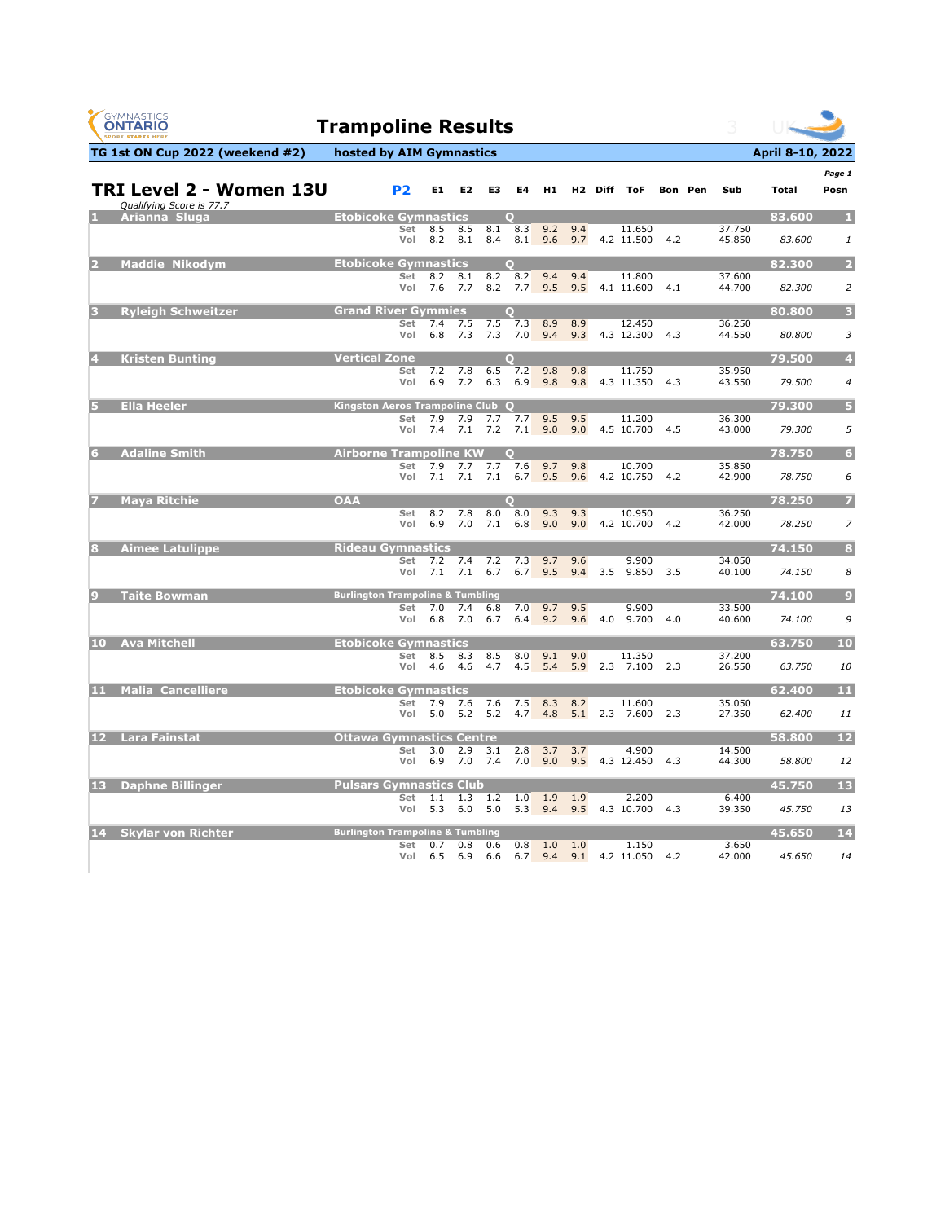# Trampoline Results

**TG 1st ON Cup 2022 (weekend #2)** — hosted by AIM Gymnastics — April 8-10, 2022

## TRI Level 2 - Women 13U

*Qualifying Score is 77.7*

| # | Name | Club | Q | P2 | E1 | E2 | E3 | E4 | H1 | H2 | Diff | ToF | Bon | Pen | Sub | Total | Posn |
|---|---|---|---|---|---|---|---|---|---|---|---|---|---|---|---|---|---|
| 1 | Arianna Sluga | Etobicoke Gymnastics | Q | | | | | | | | | | | | | 83.600 | 1 |
| | | | | Set | 8.5 | 8.5 | 8.1 | 8.3 | 9.2 | 9.4 | | 11.650 | | | 37.750 | | |
| | | | | Vol | 8.2 | 8.1 | 8.4 | 8.1 | 9.6 | 9.7 | 4.2 | 11.500 | 4.2 | | 45.850 | 83.600 | 1 |
| 2 | Maddie Nikodym | Etobicoke Gymnastics | Q | | | | | | | | | | | | | 82.300 | 2 |
| | | | | Set | 8.2 | 8.1 | 8.2 | 8.2 | 9.4 | 9.4 | | 11.800 | | | 37.600 | | |
| | | | | Vol | 7.6 | 7.7 | 8.2 | 7.7 | 9.5 | 9.5 | 4.1 | 11.600 | 4.1 | | 44.700 | 82.300 | 2 |
| 3 | Ryleigh Schweitzer | Grand River Gymmies | Q | | | | | | | | | | | | | 80.800 | 3 |
| | | | | Set | 7.4 | 7.5 | 7.5 | 7.3 | 8.9 | 8.9 | | 12.450 | | | 36.250 | | |
| | | | | Vol | 6.8 | 7.3 | 7.3 | 7.0 | 9.4 | 9.3 | 4.3 | 12.300 | 4.3 | | 44.550 | 80.800 | 3 |
| 4 | Kristen Bunting | Vertical Zone | Q | | | | | | | | | | | | | 79.500 | 4 |
| | | | | Set | 7.2 | 7.8 | 6.5 | 7.2 | 9.8 | 9.8 | | 11.750 | | | 35.950 | | |
| | | | | Vol | 6.9 | 7.2 | 6.3 | 6.9 | 9.8 | 9.8 | 4.3 | 11.350 | 4.3 | | 43.550 | 79.500 | 4 |
| 5 | Ella Heeler | Kingston Aeros Trampoline Club | Q | | | | | | | | | | | | | 79.300 | 5 |
| | | | | Set | 7.9 | 7.9 | 7.7 | 7.7 | 9.5 | 9.5 | | 11.200 | | | 36.300 | | |
| | | | | Vol | 7.4 | 7.1 | 7.2 | 7.1 | 9.0 | 9.0 | 4.5 | 10.700 | 4.5 | | 43.000 | 79.300 | 5 |
| 6 | Adaline Smith | Airborne Trampoline KW | Q | | | | | | | | | | | | | 78.750 | 6 |
| | | | | Set | 7.9 | 7.7 | 7.7 | 7.6 | 9.7 | 9.8 | | 10.700 | | | 35.850 | | |
| | | | | Vol | 7.1 | 7.1 | 7.1 | 6.7 | 9.5 | 9.6 | 4.2 | 10.750 | 4.2 | | 42.900 | 78.750 | 6 |
| 7 | Maya Ritchie | OAA | Q | | | | | | | | | | | | | 78.250 | 7 |
| | | | | Set | 8.2 | 7.8 | 8.0 | 8.0 | 9.3 | 9.3 | | 10.950 | | | 36.250 | | |
| | | | | Vol | 6.9 | 7.0 | 7.1 | 6.8 | 9.0 | 9.0 | 4.2 | 10.700 | 4.2 | | 42.000 | 78.250 | 7 |
| 8 | Aimee Latulippe | Rideau Gymnastics | | | | | | | | | | | | | | 74.150 | 8 |
| | | | | Set | 7.2 | 7.4 | 7.2 | 7.3 | 9.7 | 9.6 | | 9.900 | | | 34.050 | | |
| | | | | Vol | 7.1 | 7.1 | 6.7 | 6.7 | 9.5 | 9.4 | 3.5 | 9.850 | 3.5 | | 40.100 | 74.150 | 8 |
| 9 | Taite Bowman | Burlington Trampoline & Tumbling | | | | | | | | | | | | | | 74.100 | 9 |
| | | | | Set | 7.0 | 7.4 | 6.8 | 7.0 | 9.7 | 9.5 | | 9.900 | | | 33.500 | | |
| | | | | Vol | 6.8 | 7.0 | 6.7 | 6.4 | 9.2 | 9.6 | 4.0 | 9.700 | 4.0 | | 40.600 | 74.100 | 9 |
| 10 | Ava Mitchell | Etobicoke Gymnastics | | | | | | | | | | | | | | 63.750 | 10 |
| | | | | Set | 8.5 | 8.3 | 8.5 | 8.0 | 9.1 | 9.0 | | 11.350 | | | 37.200 | | |
| | | | | Vol | 4.6 | 4.6 | 4.7 | 4.5 | 5.4 | 5.9 | 2.3 | 7.100 | 2.3 | | 26.550 | 63.750 | 10 |
| 11 | Malia Cancelliere | Etobicoke Gymnastics | | | | | | | | | | | | | | 62.400 | 11 |
| | | | | Set | 7.9 | 7.6 | 7.6 | 7.5 | 8.3 | 8.2 | | 11.600 | | | 35.050 | | |
| | | | | Vol | 5.0 | 5.2 | 5.2 | 4.7 | 4.8 | 5.1 | 2.3 | 7.600 | 2.3 | | 27.350 | 62.400 | 11 |
| 12 | Lara Fainstat | Ottawa Gymnastics Centre | | | | | | | | | | | | | | 58.800 | 12 |
| | | | | Set | 3.0 | 2.9 | 3.1 | 2.8 | 3.7 | 3.7 | | 4.900 | | | 14.500 | | |
| | | | | Vol | 6.9 | 7.0 | 7.4 | 7.0 | 9.0 | 9.5 | 4.3 | 12.450 | 4.3 | | 44.300 | 58.800 | 12 |
| 13 | Daphne Billinger | Pulsars Gymnastics Club | | | | | | | | | | | | | | 45.750 | 13 |
| | | | | Set | 1.1 | 1.3 | 1.2 | 1.0 | 1.9 | 1.9 | | 2.200 | | | 6.400 | | |
| | | | | Vol | 5.3 | 6.0 | 5.0 | 5.3 | 9.4 | 9.5 | 4.3 | 10.700 | 4.3 | | 39.350 | 45.750 | 13 |
| 14 | Skylar von Richter | Burlington Trampoline & Tumbling | | | | | | | | | | | | | | 45.650 | 14 |
| | | | | Set | 0.7 | 0.8 | 0.6 | 0.8 | 1.0 | 1.0 | | 1.150 | | | 3.650 | | |
| | | | | Vol | 6.5 | 6.9 | 6.6 | 6.7 | 9.4 | 9.1 | 4.2 | 11.050 | 4.2 | | 42.000 | 45.650 | 14 |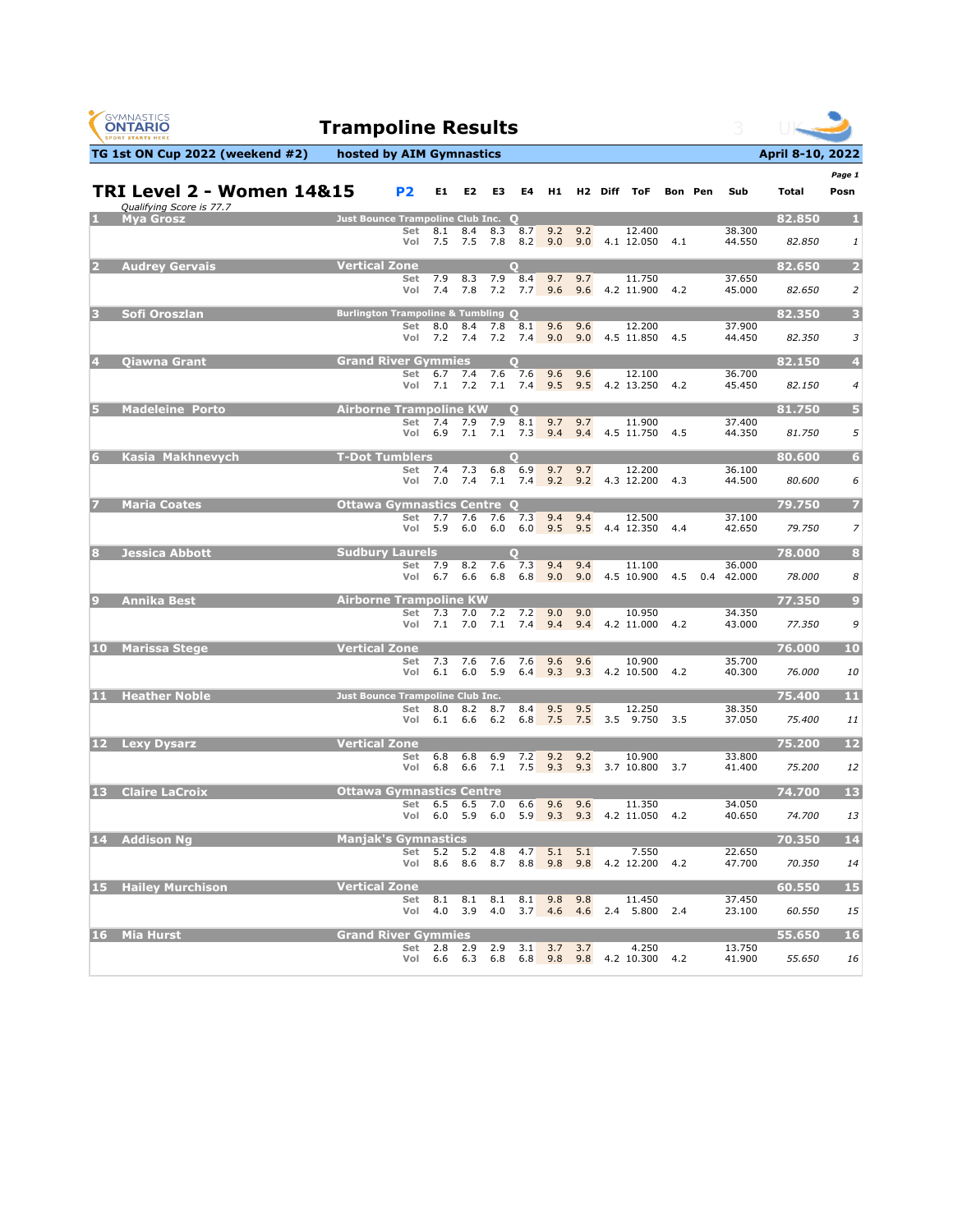# Trampoline Results

**TG 1st ON Cup 2022 (weekend #2)** hosted by AIM Gymnastics — April 8-10, 2022

## TRI Level 2 - Women 14&15 — P2

*Qualifying Score is 77.7*

| # | Name | Club | Q | Routine | E1 | E2 | E3 | E4 | H1 | H2 | Diff | ToF | Bon | Pen | Sub | Total | Posn |
|---|---|---|---|---|---|---|---|---|---|---|---|---|---|---|---|---|---|
| 1 | Mya Grosz | Just Bounce Trampoline Club Inc. | Q | Set | 8.1 | 8.4 | 8.3 | 8.7 | 9.2 | 9.2 | | 12.400 | | | 38.300 | 82.850 | 1 |
| | | | | Vol | 7.5 | 7.5 | 7.8 | 8.2 | 9.0 | 9.0 | 4.1 | 12.050 | 4.1 | | 44.550 | 82.850 | 1 |
| 2 | Audrey Gervais | Vertical Zone | Q | Set | 7.9 | 8.3 | 7.9 | 8.4 | 9.7 | 9.7 | | 11.750 | | | 37.650 | 82.650 | 2 |
| | | | | Vol | 7.4 | 7.8 | 7.2 | 7.7 | 9.6 | 9.6 | 4.2 | 11.900 | 4.2 | | 45.000 | 82.650 | 2 |
| 3 | Sofi Oroszlan | Burlington Trampoline & Tumbling | Q | Set | 8.0 | 8.4 | 7.8 | 8.1 | 9.6 | 9.6 | | 12.200 | | | 37.900 | 82.350 | 3 |
| | | | | Vol | 7.2 | 7.4 | 7.2 | 7.4 | 9.0 | 9.0 | 4.5 | 11.850 | 4.5 | | 44.450 | 82.350 | 3 |
| 4 | Qiawna Grant | Grand River Gymmies | Q | Set | 6.7 | 7.4 | 7.6 | 7.6 | 9.6 | 9.6 | | 12.100 | | | 36.700 | 82.150 | 4 |
| | | | | Vol | 7.1 | 7.2 | 7.1 | 7.4 | 9.5 | 9.5 | 4.2 | 13.250 | 4.2 | | 45.450 | 82.150 | 4 |
| 5 | Madeleine Porto | Airborne Trampoline KW | Q | Set | 7.4 | 7.9 | 7.9 | 8.1 | 9.7 | 9.7 | | 11.900 | | | 37.400 | 81.750 | 5 |
| | | | | Vol | 6.9 | 7.1 | 7.1 | 7.3 | 9.4 | 9.4 | 4.5 | 11.750 | 4.5 | | 44.350 | 81.750 | 5 |
| 6 | Kasia Makhnevych | T-Dot Tumblers | Q | Set | 7.4 | 7.3 | 6.8 | 6.9 | 9.7 | 9.7 | | 12.200 | | | 36.100 | 80.600 | 6 |
| | | | | Vol | 7.0 | 7.4 | 7.1 | 7.4 | 9.2 | 9.2 | 4.3 | 12.200 | 4.3 | | 44.500 | 80.600 | 6 |
| 7 | Maria Coates | Ottawa Gymnastics Centre | Q | Set | 7.7 | 7.6 | 7.6 | 7.3 | 9.4 | 9.4 | | 12.500 | | | 37.100 | 79.750 | 7 |
| | | | | Vol | 5.9 | 6.0 | 6.0 | 6.0 | 9.5 | 9.5 | 4.4 | 12.350 | 4.4 | | 42.650 | 79.750 | 7 |
| 8 | Jessica Abbott | Sudbury Laurels | Q | Set | 7.9 | 8.2 | 7.6 | 7.3 | 9.4 | 9.4 | | 11.100 | | | 36.000 | 78.000 | 8 |
| | | | | Vol | 6.7 | 6.6 | 6.8 | 6.8 | 9.0 | 9.0 | 4.5 | 10.900 | 4.5 | 0.4 | 42.000 | 78.000 | 8 |
| 9 | Annika Best | Airborne Trampoline KW | | Set | 7.3 | 7.0 | 7.2 | 7.2 | 9.0 | 9.0 | | 10.950 | | | 34.350 | 77.350 | 9 |
| | | | | Vol | 7.1 | 7.0 | 7.1 | 7.4 | 9.4 | 9.4 | 4.2 | 11.000 | 4.2 | | 43.000 | 77.350 | 9 |
| 10 | Marissa Stege | Vertical Zone | | Set | 7.3 | 7.6 | 7.6 | 7.6 | 9.6 | 9.6 | | 10.900 | | | 35.700 | 76.000 | 10 |
| | | | | Vol | 6.1 | 6.0 | 5.9 | 6.4 | 9.3 | 9.3 | 4.2 | 10.500 | 4.2 | | 40.300 | 76.000 | 10 |
| 11 | Heather Noble | Just Bounce Trampoline Club Inc. | | Set | 8.0 | 8.2 | 8.7 | 8.4 | 9.5 | 9.5 | | 12.250 | | | 38.350 | 75.400 | 11 |
| | | | | Vol | 6.1 | 6.6 | 6.2 | 6.8 | 7.5 | 7.5 | 3.5 | 9.750 | 3.5 | | 37.050 | 75.400 | 11 |
| 12 | Lexy Dysarz | Vertical Zone | | Set | 6.8 | 6.8 | 6.9 | 7.2 | 9.2 | 9.2 | | 10.900 | | | 33.800 | 75.200 | 12 |
| | | | | Vol | 6.8 | 6.6 | 7.1 | 7.5 | 9.3 | 9.3 | 3.7 | 10.800 | 3.7 | | 41.400 | 75.200 | 12 |
| 13 | Claire LaCroix | Ottawa Gymnastics Centre | | Set | 6.5 | 6.5 | 7.0 | 6.6 | 9.6 | 9.6 | | 11.350 | | | 34.050 | 74.700 | 13 |
| | | | | Vol | 6.0 | 5.9 | 6.0 | 5.9 | 9.3 | 9.3 | 4.2 | 11.050 | 4.2 | | 40.650 | 74.700 | 13 |
| 14 | Addison Ng | Manjak's Gymnastics | | Set | 5.2 | 5.2 | 4.8 | 4.7 | 5.1 | 5.1 | | 7.550 | | | 22.650 | 70.350 | 14 |
| | | | | Vol | 8.6 | 8.6 | 8.7 | 8.8 | 9.8 | 9.8 | 4.2 | 12.200 | 4.2 | | 47.700 | 70.350 | 14 |
| 15 | Hailey Murchison | Vertical Zone | | Set | 8.1 | 8.1 | 8.1 | 8.1 | 9.8 | 9.8 | | 11.450 | | | 37.450 | 60.550 | 15 |
| | | | | Vol | 4.0 | 3.9 | 4.0 | 3.7 | 4.6 | 4.6 | 2.4 | 5.800 | 2.4 | | 23.100 | 60.550 | 15 |
| 16 | Mia Hurst | Grand River Gymmies | | Set | 2.8 | 2.9 | 2.9 | 3.1 | 3.7 | 3.7 | | 4.250 | | | 13.750 | 55.650 | 16 |
| | | | | Vol | 6.6 | 6.3 | 6.8 | 6.8 | 9.8 | 9.8 | 4.2 | 10.300 | 4.2 | | 41.900 | 55.650 | 16 |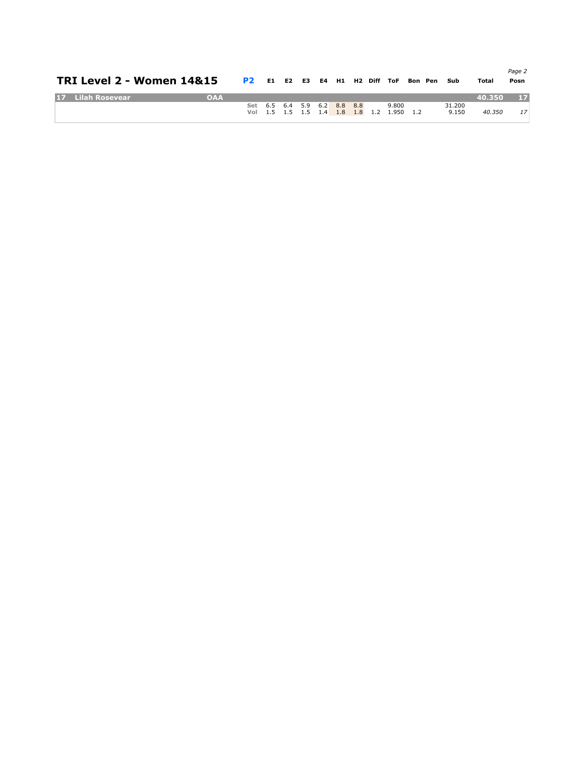# TRI Level 2 - Women 14&15

| | | | P2 | E1 | E2 | E3 | E4 | H1 | H2 | Diff | ToF | Bon | Pen | Sub | Total | Posn |
|---|---|---|---|---|---|---|---|---|---|---|---|---|---|---|---|---|
| 17 | Lilah Rosevear | OAA | | | | | | | | | | | | | 40.350 | 17 |
| | | | Set | 6.5 | 6.4 | 5.9 | 6.2 | 8.8 | 8.8 | | 9.800 | | | 31.200 | | |
| | | | Vol | 1.5 | 1.5 | 1.5 | 1.4 | 1.8 | 1.8 | 1.2 | 1.950 | 1.2 | | 9.150 | *40.350* | *17* |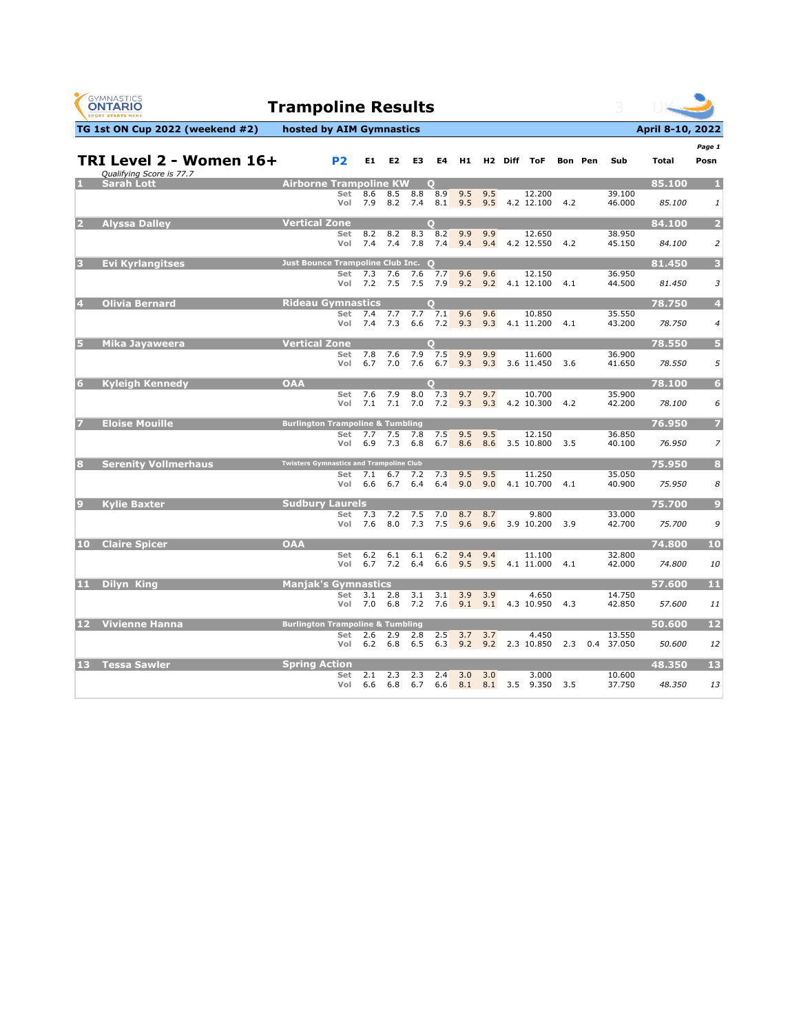# Trampoline Results

**TG 1st ON Cup 2022 (weekend #2)** | **hosted by AIM Gymnastics** | **April 8-10, 2022**

## TRI Level 2 - Women 16+

*Qualifying Score is 77.7*

| # | Name | Club | Q | P2 | E1 | E2 | E3 | E4 | H1 | H2 | Diff | ToF | Bon | Pen | Sub | Total | Posn |
|---|---|---|---|---|---|---|---|---|---|---|---|---|---|---|---|---|---|
| 1 | Sarah Lott | Airborne Trampoline KW | Q | | | | | | | | | | | | | 85.100 | 1 |
| | | | | Set | 8.6 | 8.5 | 8.8 | 8.9 | 9.5 | 9.5 | | 12.200 | | | 39.100 | | |
| | | | | Vol | 7.9 | 8.2 | 7.4 | 8.1 | 9.5 | 9.5 | 4.2 | 12.100 | 4.2 | | 46.000 | 85.100 | 1 |
| 2 | Alyssa Dalley | Vertical Zone | Q | | | | | | | | | | | | | 84.100 | 2 |
| | | | | Set | 8.2 | 8.2 | 8.3 | 8.2 | 9.9 | 9.9 | | 12.650 | | | 38.950 | | |
| | | | | Vol | 7.4 | 7.4 | 7.8 | 7.4 | 9.4 | 9.4 | 4.2 | 12.550 | 4.2 | | 45.150 | 84.100 | 2 |
| 3 | Evi Kyrlangitses | Just Bounce Trampoline Club Inc. | Q | | | | | | | | | | | | | 81.450 | 3 |
| | | | | Set | 7.3 | 7.6 | 7.6 | 7.7 | 9.6 | 9.6 | | 12.150 | | | 36.950 | | |
| | | | | Vol | 7.2 | 7.5 | 7.5 | 7.9 | 9.2 | 9.2 | 4.1 | 12.100 | 4.1 | | 44.500 | 81.450 | 3 |
| 4 | Olivia Bernard | Rideau Gymnastics | Q | | | | | | | | | | | | | 78.750 | 4 |
| | | | | Set | 7.4 | 7.7 | 7.7 | 7.1 | 9.6 | 9.6 | | 10.850 | | | 35.550 | | |
| | | | | Vol | 7.4 | 7.3 | 6.6 | 7.2 | 9.3 | 9.3 | 4.1 | 11.200 | 4.1 | | 43.200 | 78.750 | 4 |
| 5 | Mika Jayaweera | Vertical Zone | Q | | | | | | | | | | | | | 78.550 | 5 |
| | | | | Set | 7.8 | 7.6 | 7.9 | 7.5 | 9.9 | 9.9 | | 11.600 | | | 36.900 | | |
| | | | | Vol | 6.7 | 7.0 | 7.6 | 6.7 | 9.3 | 9.3 | 3.6 | 11.450 | 3.6 | | 41.650 | 78.550 | 5 |
| 6 | Kyleigh Kennedy | OAA | Q | | | | | | | | | | | | | 78.100 | 6 |
| | | | | Set | 7.6 | 7.9 | 8.0 | 7.3 | 9.7 | 9.7 | | 10.700 | | | 35.900 | | |
| | | | | Vol | 7.1 | 7.1 | 7.0 | 7.2 | 9.3 | 9.3 | 4.2 | 10.300 | 4.2 | | 42.200 | 78.100 | 6 |
| 7 | Eloise Mouille | Burlington Trampoline & Tumbling | | | | | | | | | | | | | | 76.950 | 7 |
| | | | | Set | 7.7 | 7.5 | 7.8 | 7.5 | 9.5 | 9.5 | | 12.150 | | | 36.850 | | |
| | | | | Vol | 6.9 | 7.3 | 6.8 | 6.7 | 8.6 | 8.6 | 3.5 | 10.800 | 3.5 | | 40.100 | 76.950 | 7 |
| 8 | Serenity Vollmerhaus | Twisters Gymnastics and Trampoline Club | | | | | | | | | | | | | | 75.950 | 8 |
| | | | | Set | 7.1 | 6.7 | 7.2 | 7.3 | 9.5 | 9.5 | | 11.250 | | | 35.050 | | |
| | | | | Vol | 6.6 | 6.7 | 6.4 | 6.4 | 9.0 | 9.0 | 4.1 | 10.700 | 4.1 | | 40.900 | 75.950 | 8 |
| 9 | Kylie Baxter | Sudbury Laurels | | | | | | | | | | | | | | 75.700 | 9 |
| | | | | Set | 7.3 | 7.2 | 7.5 | 7.0 | 8.7 | 8.7 | | 9.800 | | | 33.000 | | |
| | | | | Vol | 7.6 | 8.0 | 7.3 | 7.5 | 9.6 | 9.6 | 3.9 | 10.200 | 3.9 | | 42.700 | 75.700 | 9 |
| 10 | Claire Spicer | OAA | | | | | | | | | | | | | | 74.800 | 10 |
| | | | | Set | 6.2 | 6.1 | 6.1 | 6.2 | 9.4 | 9.4 | | 11.100 | | | 32.800 | | |
| | | | | Vol | 6.7 | 7.2 | 6.4 | 6.6 | 9.5 | 9.5 | 4.1 | 11.000 | 4.1 | | 42.000 | 74.800 | 10 |
| 11 | Dilyn King | Manjak's Gymnastics | | | | | | | | | | | | | | 57.600 | 11 |
| | | | | Set | 3.1 | 2.8 | 3.1 | 3.1 | 3.9 | 3.9 | | 4.650 | | | 14.750 | | |
| | | | | Vol | 7.0 | 6.8 | 7.2 | 7.6 | 9.1 | 9.1 | 4.3 | 10.950 | 4.3 | | 42.850 | 57.600 | 11 |
| 12 | Vivienne Hanna | Burlington Trampoline & Tumbling | | | | | | | | | | | | | | 50.600 | 12 |
| | | | | Set | 2.6 | 2.9 | 2.8 | 2.5 | 3.7 | 3.7 | | 4.450 | | | 13.550 | | |
| | | | | Vol | 6.2 | 6.8 | 6.5 | 6.3 | 9.2 | 9.2 | 2.3 | 10.850 | 2.3 | 0.4 | 37.050 | 50.600 | 12 |
| 13 | Tessa Sawler | Spring Action | | | | | | | | | | | | | | 48.350 | 13 |
| | | | | Set | 2.1 | 2.3 | 2.3 | 2.4 | 3.0 | 3.0 | | 3.000 | | | 10.600 | | |
| | | | | Vol | 6.6 | 6.8 | 6.7 | 6.6 | 8.1 | 8.1 | 3.5 | 9.350 | 3.5 | | 37.750 | 48.350 | 13 |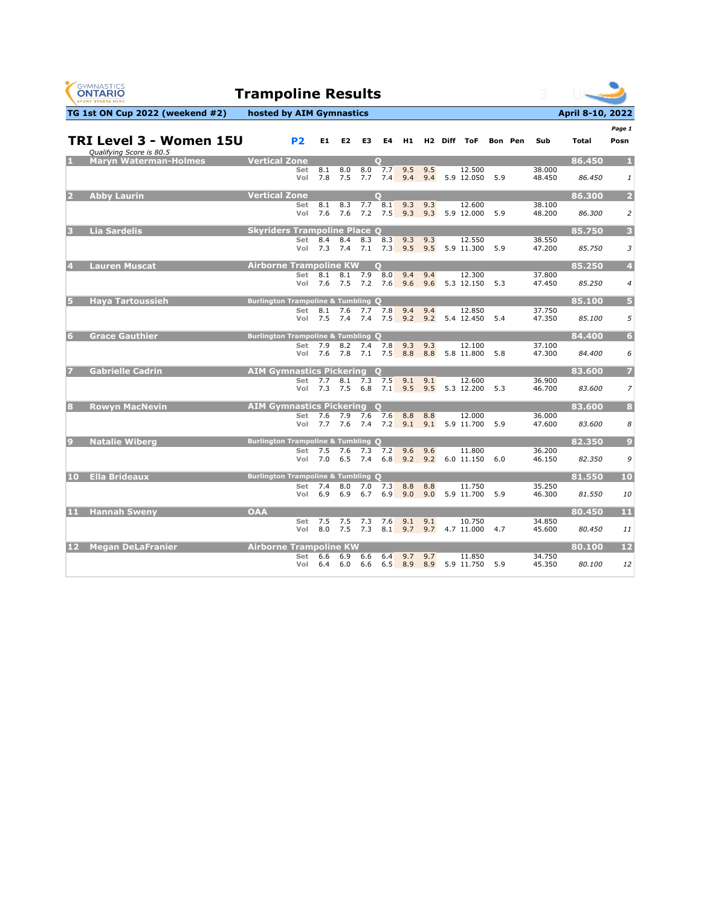GYMNASTICS ONTARIO

# Trampoline Results

**TG 1st ON Cup 2022 (weekend #2)** | **hosted by AIM Gymnastics** | **April 8-10, 2022**

## TRI Level 3 - Women 15U

*Qualifying Score is 80.5*

| Rank | Name | Club | Q | P2 | E1 | E2 | E3 | E4 | H1 | H2 | Diff | ToF | Bon | Pen | Sub | Total | Posn |
|---|---|---|---|---|---|---|---|---|---|---|---|---|---|---|---|---|---|
| 1 | Maryn Waterman-Holmes | Vertical Zone | Q | | | | | | | | | | | | | 86.450 | 1 |
| | | | | Set | 8.1 | 8.0 | 8.0 | 7.7 | 9.5 | 9.5 | | 12.500 | | | 38.000 | | |
| | | | | Vol | 7.8 | 7.5 | 7.7 | 7.4 | 9.4 | 9.4 | 5.9 | 12.050 | 5.9 | | 48.450 | *86.450* | *1* |
| 2 | Abby Laurin | Vertical Zone | Q | | | | | | | | | | | | | 86.300 | 2 |
| | | | | Set | 8.1 | 8.3 | 7.7 | 8.1 | 9.3 | 9.3 | | 12.600 | | | 38.100 | | |
| | | | | Vol | 7.6 | 7.6 | 7.2 | 7.5 | 9.3 | 9.3 | 5.9 | 12.000 | 5.9 | | 48.200 | *86.300* | *2* |
| 3 | Lia Sardelis | Skyriders Trampoline Place | Q | | | | | | | | | | | | | 85.750 | 3 |
| | | | | Set | 8.4 | 8.4 | 8.3 | 8.3 | 9.3 | 9.3 | | 12.550 | | | 38.550 | | |
| | | | | Vol | 7.3 | 7.4 | 7.1 | 7.3 | 9.5 | 9.5 | 5.9 | 11.300 | 5.9 | | 47.200 | *85.750* | *3* |
| 4 | Lauren Muscat | Airborne Trampoline KW | Q | | | | | | | | | | | | | 85.250 | 4 |
| | | | | Set | 8.1 | 8.1 | 7.9 | 8.0 | 9.4 | 9.4 | | 12.300 | | | 37.800 | | |
| | | | | Vol | 7.6 | 7.5 | 7.2 | 7.6 | 9.6 | 9.6 | 5.3 | 12.150 | 5.3 | | 47.450 | *85.250* | *4* |
| 5 | Haya Tartoussieh | Burlington Trampoline & Tumbling | Q | | | | | | | | | | | | | 85.100 | 5 |
| | | | | Set | 8.1 | 7.6 | 7.7 | 7.8 | 9.4 | 9.4 | | 12.850 | | | 37.750 | | |
| | | | | Vol | 7.5 | 7.4 | 7.4 | 7.5 | 9.2 | 9.2 | 5.4 | 12.450 | 5.4 | | 47.350 | *85.100* | *5* |
| 6 | Grace Gauthier | Burlington Trampoline & Tumbling | Q | | | | | | | | | | | | | 84.400 | 6 |
| | | | | Set | 7.9 | 8.2 | 7.4 | 7.8 | 9.3 | 9.3 | | 12.100 | | | 37.100 | | |
| | | | | Vol | 7.6 | 7.8 | 7.1 | 7.5 | 8.8 | 8.8 | 5.8 | 11.800 | 5.8 | | 47.300 | *84.400* | *6* |
| 7 | Gabrielle Cadrin | AIM Gymnastics Pickering | Q | | | | | | | | | | | | | 83.600 | 7 |
| | | | | Set | 7.7 | 8.1 | 7.3 | 7.5 | 9.1 | 9.1 | | 12.600 | | | 36.900 | | |
| | | | | Vol | 7.3 | 7.5 | 6.8 | 7.1 | 9.5 | 9.5 | 5.3 | 12.200 | 5.3 | | 46.700 | *83.600* | *7* |
| 8 | Rowyn MacNevin | AIM Gymnastics Pickering | Q | | | | | | | | | | | | | 83.600 | 8 |
| | | | | Set | 7.6 | 7.9 | 7.6 | 7.6 | 8.8 | 8.8 | | 12.000 | | | 36.000 | | |
| | | | | Vol | 7.7 | 7.6 | 7.4 | 7.2 | 9.1 | 9.1 | 5.9 | 11.700 | 5.9 | | 47.600 | *83.600* | *8* |
| 9 | Natalie Wiberg | Burlington Trampoline & Tumbling | Q | | | | | | | | | | | | | 82.350 | 9 |
| | | | | Set | 7.5 | 7.6 | 7.3 | 7.2 | 9.6 | 9.6 | | 11.800 | | | 36.200 | | |
| | | | | Vol | 7.0 | 6.5 | 7.4 | 6.8 | 9.2 | 9.2 | 6.0 | 11.150 | 6.0 | | 46.150 | *82.350* | *9* |
| 10 | Ella Brideaux | Burlington Trampoline & Tumbling | Q | | | | | | | | | | | | | 81.550 | 10 |
| | | | | Set | 7.4 | 8.0 | 7.0 | 7.3 | 8.8 | 8.8 | | 11.750 | | | 35.250 | | |
| | | | | Vol | 6.9 | 6.9 | 6.7 | 6.9 | 9.0 | 9.0 | 5.9 | 11.700 | 5.9 | | 46.300 | *81.550* | *10* |
| 11 | Hannah Sweny | OAA | | | | | | | | | | | | | | 80.450 | 11 |
| | | | | Set | 7.5 | 7.5 | 7.3 | 7.6 | 9.1 | 9.1 | | 10.750 | | | 34.850 | | |
| | | | | Vol | 8.0 | 7.5 | 7.3 | 8.1 | 9.7 | 9.7 | 4.7 | 11.000 | 4.7 | | 45.600 | *80.450* | *11* |
| 12 | Megan DeLaFranier | Airborne Trampoline KW | | | | | | | | | | | | | | 80.100 | 12 |
| | | | | Set | 6.6 | 6.9 | 6.6 | 6.4 | 9.7 | 9.7 | | 11.850 | | | 34.750 | | |
| | | | | Vol | 6.4 | 6.0 | 6.6 | 6.5 | 8.9 | 8.9 | 5.9 | 11.750 | 5.9 | | 45.350 | *80.100* | *12* |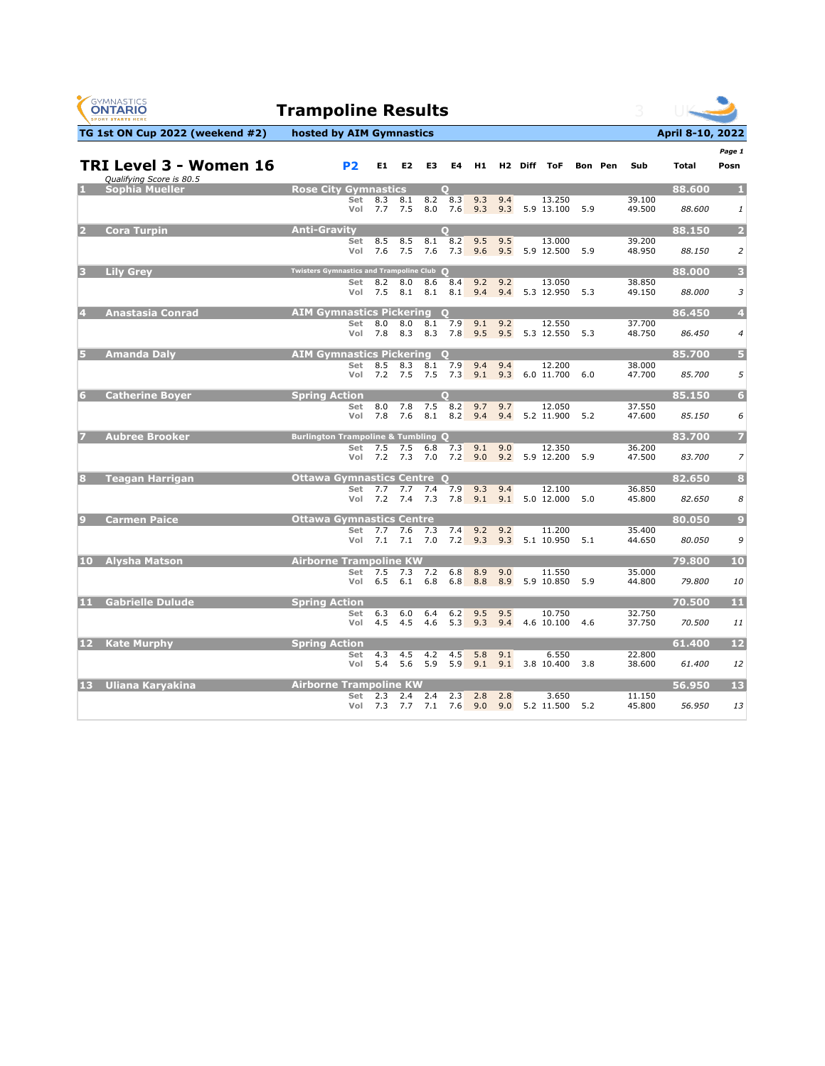# Trampoline Results

**TG 1st ON Cup 2022 (weekend #2)** | **hosted by AIM Gymnastics** | **April 8-10, 2022**

## TRI Level 3 - Women 16

*Qualifying Score is 80.5*

**P2**

| Rank | Name | Club | Q | Routine | E1 | E2 | E3 | E4 | H1 | H2 | Diff | ToF | Bon | Pen | Sub | Total | Posn |
|---|---|---|---|---|---|---|---|---|---|---|---|---|---|---|---|---|---|
| 1 | Sophia Mueller | Rose City Gymnastics | Q | | | | | | | | | | | | | 88.600 | 1 |
| | | | | Set | 8.3 | 8.1 | 8.2 | 8.3 | 9.3 | 9.4 | | 13.250 | | | 39.100 | | |
| | | | | Vol | 7.7 | 7.5 | 8.0 | 7.6 | 9.3 | 9.3 | 5.9 | 13.100 | 5.9 | | 49.500 | 88.600 | 1 |
| 2 | Cora Turpin | Anti-Gravity | Q | | | | | | | | | | | | | 88.150 | 2 |
| | | | | Set | 8.5 | 8.5 | 8.1 | 8.2 | 9.5 | 9.5 | | 13.000 | | | 39.200 | | |
| | | | | Vol | 7.6 | 7.5 | 7.6 | 7.3 | 9.6 | 9.5 | 5.9 | 12.500 | 5.9 | | 48.950 | 88.150 | 2 |
| 3 | Lily Grey | Twisters Gymnastics and Trampoline Club | Q | | | | | | | | | | | | | 88.000 | 3 |
| | | | | Set | 8.2 | 8.0 | 8.6 | 8.4 | 9.2 | 9.2 | | 13.050 | | | 38.850 | | |
| | | | | Vol | 7.5 | 8.1 | 8.1 | 8.1 | 9.4 | 9.4 | 5.3 | 12.950 | 5.3 | | 49.150 | 88.000 | 3 |
| 4 | Anastasia Conrad | AIM Gymnastics Pickering | Q | | | | | | | | | | | | | 86.450 | 4 |
| | | | | Set | 8.0 | 8.0 | 8.1 | 7.9 | 9.1 | 9.2 | | 12.550 | | | 37.700 | | |
| | | | | Vol | 7.8 | 8.3 | 8.3 | 7.8 | 9.5 | 9.5 | 5.3 | 12.550 | 5.3 | | 48.750 | 86.450 | 4 |
| 5 | Amanda Daly | AIM Gymnastics Pickering | Q | | | | | | | | | | | | | 85.700 | 5 |
| | | | | Set | 8.5 | 8.3 | 8.1 | 7.9 | 9.4 | 9.4 | | 12.200 | | | 38.000 | | |
| | | | | Vol | 7.2 | 7.5 | 7.5 | 7.3 | 9.1 | 9.3 | 6.0 | 11.700 | 6.0 | | 47.700 | 85.700 | 5 |
| 6 | Catherine Boyer | Spring Action | Q | | | | | | | | | | | | | 85.150 | 6 |
| | | | | Set | 8.0 | 7.8 | 7.5 | 8.2 | 9.7 | 9.7 | | 12.050 | | | 37.550 | | |
| | | | | Vol | 7.8 | 7.6 | 8.1 | 8.2 | 9.4 | 9.4 | 5.2 | 11.900 | 5.2 | | 47.600 | 85.150 | 6 |
| 7 | Aubree Brooker | Burlington Trampoline & Tumbling | Q | | | | | | | | | | | | | 83.700 | 7 |
| | | | | Set | 7.5 | 7.5 | 6.8 | 7.3 | 9.1 | 9.0 | | 12.350 | | | 36.200 | | |
| | | | | Vol | 7.2 | 7.3 | 7.0 | 7.2 | 9.0 | 9.2 | 5.9 | 12.200 | 5.9 | | 47.500 | 83.700 | 7 |
| 8 | Teagan Harrigan | Ottawa Gymnastics Centre | Q | | | | | | | | | | | | | 82.650 | 8 |
| | | | | Set | 7.7 | 7.7 | 7.4 | 7.9 | 9.3 | 9.4 | | 12.100 | | | 36.850 | | |
| | | | | Vol | 7.2 | 7.4 | 7.3 | 7.8 | 9.1 | 9.1 | 5.0 | 12.000 | 5.0 | | 45.800 | 82.650 | 8 |
| 9 | Carmen Paice | Ottawa Gymnastics Centre | | | | | | | | | | | | | | 80.050 | 9 |
| | | | | Set | 7.7 | 7.6 | 7.3 | 7.4 | 9.2 | 9.2 | | 11.200 | | | 35.400 | | |
| | | | | Vol | 7.1 | 7.1 | 7.0 | 7.2 | 9.3 | 9.3 | 5.1 | 10.950 | 5.1 | | 44.650 | 80.050 | 9 |
| 10 | Alysha Matson | Airborne Trampoline KW | | | | | | | | | | | | | | 79.800 | 10 |
| | | | | Set | 7.5 | 7.3 | 7.2 | 6.8 | 8.9 | 9.0 | | 11.550 | | | 35.000 | | |
| | | | | Vol | 6.5 | 6.1 | 6.8 | 6.8 | 8.8 | 8.9 | 5.9 | 10.850 | 5.9 | | 44.800 | 79.800 | 10 |
| 11 | Gabrielle Dulude | Spring Action | | | | | | | | | | | | | | 70.500 | 11 |
| | | | | Set | 6.3 | 6.0 | 6.4 | 6.2 | 9.5 | 9.5 | | 10.750 | | | 32.750 | | |
| | | | | Vol | 4.5 | 4.5 | 4.6 | 5.3 | 9.3 | 9.4 | 4.6 | 10.100 | 4.6 | | 37.750 | 70.500 | 11 |
| 12 | Kate Murphy | Spring Action | | | | | | | | | | | | | | 61.400 | 12 |
| | | | | Set | 4.3 | 4.5 | 4.2 | 4.5 | 5.8 | 9.1 | | 6.550 | | | 22.800 | | |
| | | | | Vol | 5.4 | 5.6 | 5.9 | 5.9 | 9.1 | 9.1 | 3.8 | 10.400 | 3.8 | | 38.600 | 61.400 | 12 |
| 13 | Uliana Karyakina | Airborne Trampoline KW | | | | | | | | | | | | | | 56.950 | 13 |
| | | | | Set | 2.3 | 2.4 | 2.4 | 2.3 | 2.8 | 2.8 | | 3.650 | | | 11.150 | | |
| | | | | Vol | 7.3 | 7.7 | 7.1 | 7.6 | 9.0 | 9.0 | 5.2 | 11.500 | 5.2 | | 45.800 | 56.950 | 13 |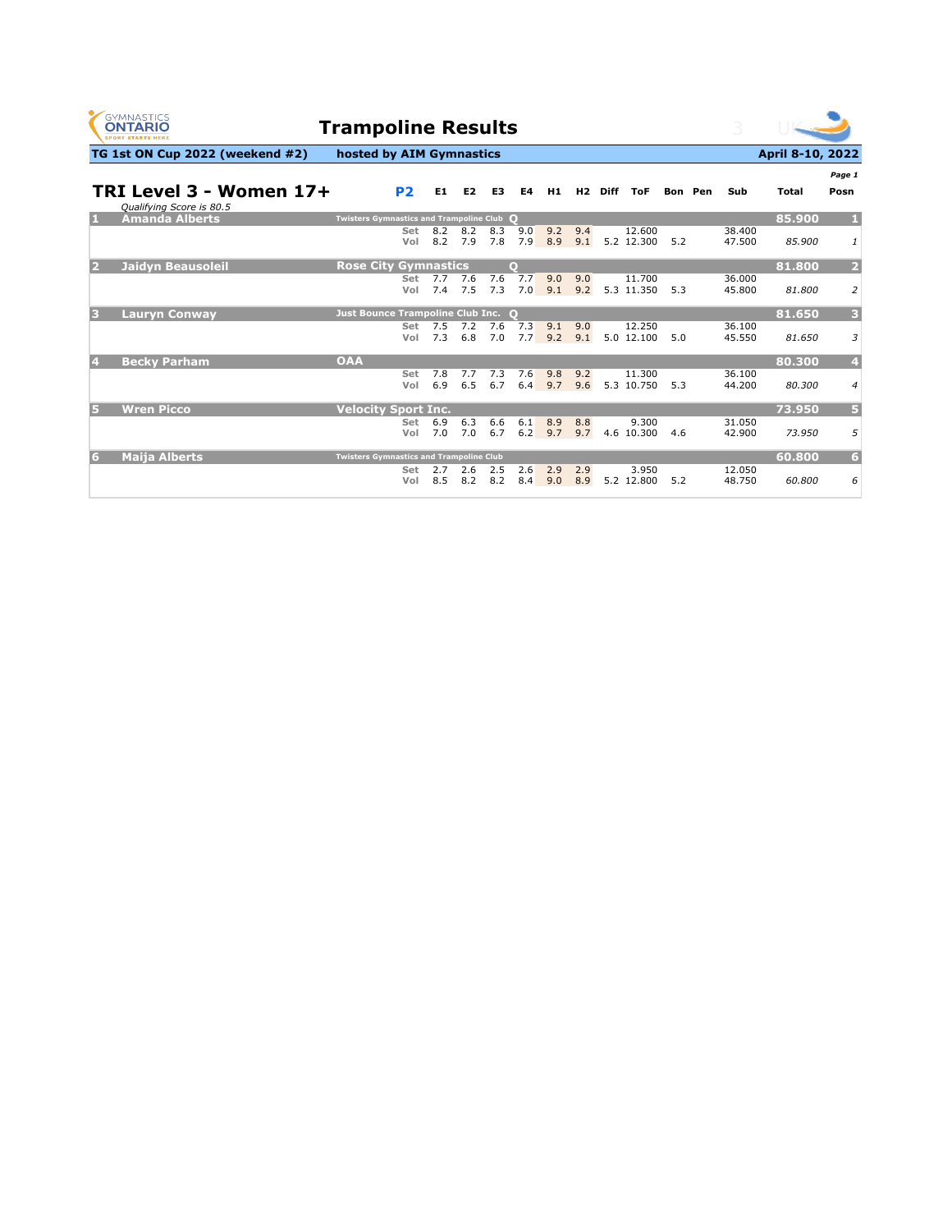# Trampoline Results

**TG 1st ON Cup 2022 (weekend #2)** — **hosted by AIM Gymnastics** — **April 8-10, 2022**

## TRI Level 3 - Women 17+

**P2**

*Qualifying Score is 80.5*

| # | Name | Club | Q | Routine | E1 | E2 | E3 | E4 | H1 | H2 | Diff | ToF | Bon | Pen | Sub | Total | Posn |
|---|---|---|---|---|---|---|---|---|---|---|---|---|---|---|---|---|---|
| 1 | Amanda Alberts | Twisters Gymnastics and Trampoline Club | Q | | | | | | | | | | | | | 85.900 | 1 |
| | | | | Set | 8.2 | 8.2 | 8.3 | 9.0 | 9.2 | 9.4 | | 12.600 | | | 38.400 | | |
| | | | | Vol | 8.2 | 7.9 | 7.8 | 7.9 | 8.9 | 9.1 | 5.2 | 12.300 | 5.2 | | 47.500 | 85.900 | 1 |
| 2 | Jaidyn Beausoleil | Rose City Gymnastics | Q | | | | | | | | | | | | | 81.800 | 2 |
| | | | | Set | 7.7 | 7.6 | 7.6 | 7.7 | 9.0 | 9.0 | | 11.700 | | | 36.000 | | |
| | | | | Vol | 7.4 | 7.5 | 7.3 | 7.0 | 9.1 | 9.2 | 5.3 | 11.350 | 5.3 | | 45.800 | 81.800 | 2 |
| 3 | Lauryn Conway | Just Bounce Trampoline Club Inc. | Q | | | | | | | | | | | | | 81.650 | 3 |
| | | | | Set | 7.5 | 7.2 | 7.6 | 7.3 | 9.1 | 9.0 | | 12.250 | | | 36.100 | | |
| | | | | Vol | 7.3 | 6.8 | 7.0 | 7.7 | 9.2 | 9.1 | 5.0 | 12.100 | 5.0 | | 45.550 | 81.650 | 3 |
| 4 | Becky Parham | OAA | | | | | | | | | | | | | | 80.300 | 4 |
| | | | | Set | 7.8 | 7.7 | 7.3 | 7.6 | 9.8 | 9.2 | | 11.300 | | | 36.100 | | |
| | | | | Vol | 6.9 | 6.5 | 6.7 | 6.4 | 9.7 | 9.6 | 5.3 | 10.750 | 5.3 | | 44.200 | 80.300 | 4 |
| 5 | Wren Picco | Velocity Sport Inc. | | | | | | | | | | | | | | 73.950 | 5 |
| | | | | Set | 6.9 | 6.3 | 6.6 | 6.1 | 8.9 | 8.8 | | 9.300 | | | 31.050 | | |
| | | | | Vol | 7.0 | 7.0 | 6.7 | 6.2 | 9.7 | 9.7 | 4.6 | 10.300 | 4.6 | | 42.900 | 73.950 | 5 |
| 6 | Maija Alberts | Twisters Gymnastics and Trampoline Club | | | | | | | | | | | | | | 60.800 | 6 |
| | | | | Set | 2.7 | 2.6 | 2.5 | 2.6 | 2.9 | 2.9 | | 3.950 | | | 12.050 | | |
| | | | | Vol | 8.5 | 8.2 | 8.2 | 8.4 | 9.0 | 8.9 | 5.2 | 12.800 | 5.2 | | 48.750 | 60.800 | 6 |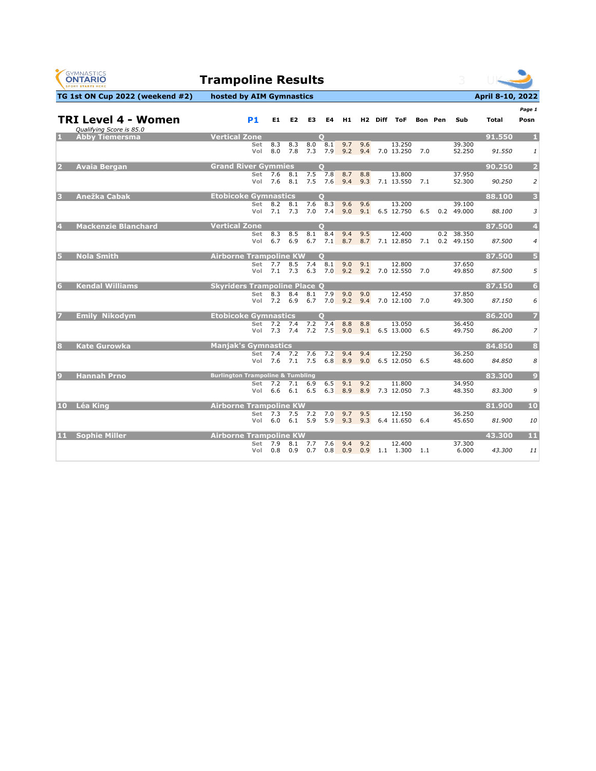# Trampoline Results

**TG 1st ON Cup 2022 (weekend #2)** — hosted by AIM Gymnastics — **April 8-10, 2022**

## TRI Level 4 - Women

*Qualifying Score is 85.0*

| # | Name | Club | Q | P1 | E1 | E2 | E3 | E4 | H1 | H2 | Diff | ToF | Bon | Pen | Sub | Total | Posn |
|---|---|---|---|---|---|---|---|---|---|---|---|---|---|---|---|---|---|
| 1 | Abby Tiemersma | Vertical Zone | Q | | | | | | | | | | | | | 91.550 | 1 |
| | | | | Set | 8.3 | 8.3 | 8.0 | 8.1 | 9.7 | 9.6 | | 13.250 | | | 39.300 | | |
| | | | | Vol | 8.0 | 7.8 | 7.3 | 7.9 | 9.2 | 9.4 | 7.0 | 13.250 | 7.0 | | 52.250 | *91.550* | *1* |
| 2 | Avaia Bergan | Grand River Gymmies | Q | | | | | | | | | | | | | 90.250 | 2 |
| | | | | Set | 7.6 | 8.1 | 7.5 | 7.8 | 8.7 | 8.8 | | 13.800 | | | 37.950 | | |
| | | | | Vol | 7.6 | 8.1 | 7.5 | 7.6 | 9.4 | 9.3 | 7.1 | 13.550 | 7.1 | | 52.300 | *90.250* | *2* |
| 3 | Anežka Cabak | Etobicoke Gymnastics | Q | | | | | | | | | | | | | 88.100 | 3 |
| | | | | Set | 8.2 | 8.1 | 7.6 | 8.3 | 9.6 | 9.6 | | 13.200 | | | 39.100 | | |
| | | | | Vol | 7.1 | 7.3 | 7.0 | 7.4 | 9.0 | 9.1 | 6.5 | 12.750 | 6.5 | 0.2 | 49.000 | *88.100* | *3* |
| 4 | Mackenzie Blanchard | Vertical Zone | Q | | | | | | | | | | | | | 87.500 | 4 |
| | | | | Set | 8.3 | 8.5 | 8.1 | 8.4 | 9.4 | 9.5 | | 12.400 | | 0.2 | 38.350 | | |
| | | | | Vol | 6.7 | 6.9 | 6.7 | 7.1 | 8.7 | 8.7 | 7.1 | 12.850 | 7.1 | 0.2 | 49.150 | *87.500* | *4* |
| 5 | Nola Smith | Airborne Trampoline KW | Q | | | | | | | | | | | | | 87.500 | 5 |
| | | | | Set | 7.7 | 8.5 | 7.4 | 8.1 | 9.0 | 9.1 | | 12.800 | | | 37.650 | | |
| | | | | Vol | 7.1 | 7.3 | 6.3 | 7.0 | 9.2 | 9.2 | 7.0 | 12.550 | 7.0 | | 49.850 | *87.500* | *5* |
| 6 | Kendal Williams | Skyriders Trampoline Place | Q | | | | | | | | | | | | | 87.150 | 6 |
| | | | | Set | 8.3 | 8.4 | 8.1 | 7.9 | 9.0 | 9.0 | | 12.450 | | | 37.850 | | |
| | | | | Vol | 7.2 | 6.9 | 6.7 | 7.0 | 9.2 | 9.4 | 7.0 | 12.100 | 7.0 | | 49.300 | *87.150* | *6* |
| 7 | Emily Nikodym | Etobicoke Gymnastics | Q | | | | | | | | | | | | | 86.200 | 7 |
| | | | | Set | 7.2 | 7.4 | 7.2 | 7.4 | 8.8 | 8.8 | | 13.050 | | | 36.450 | | |
| | | | | Vol | 7.3 | 7.4 | 7.2 | 7.5 | 9.0 | 9.1 | 6.5 | 13.000 | 6.5 | | 49.750 | *86.200* | *7* |
| 8 | Kate Gurowka | Manjak's Gymnastics | | | | | | | | | | | | | | 84.850 | 8 |
| | | | | Set | 7.4 | 7.2 | 7.6 | 7.2 | 9.4 | 9.4 | | 12.250 | | | 36.250 | | |
| | | | | Vol | 7.6 | 7.1 | 7.5 | 6.8 | 8.9 | 9.0 | 6.5 | 12.050 | 6.5 | | 48.600 | *84.850* | *8* |
| 9 | Hannah Prno | Burlington Trampoline & Tumbling | | | | | | | | | | | | | | 83.300 | 9 |
| | | | | Set | 7.2 | 7.1 | 6.9 | 6.5 | 9.1 | 9.2 | | 11.800 | | | 34.950 | | |
| | | | | Vol | 6.6 | 6.1 | 6.5 | 6.3 | 8.9 | 8.9 | 7.3 | 12.050 | 7.3 | | 48.350 | *83.300* | *9* |
| 10 | Léa King | Airborne Trampoline KW | | | | | | | | | | | | | | 81.900 | 10 |
| | | | | Set | 7.3 | 7.5 | 7.2 | 7.0 | 9.7 | 9.5 | | 12.150 | | | 36.250 | | |
| | | | | Vol | 6.0 | 6.1 | 5.9 | 5.9 | 9.3 | 9.3 | 6.4 | 11.650 | 6.4 | | 45.650 | *81.900* | *10* |
| 11 | Sophie Miller | Airborne Trampoline KW | | | | | | | | | | | | | | 43.300 | 11 |
| | | | | Set | 7.9 | 8.1 | 7.7 | 7.6 | 9.4 | 9.2 | | 12.400 | | | 37.300 | | |
| | | | | Vol | 0.8 | 0.9 | 0.7 | 0.8 | 0.9 | 0.9 | 1.1 | 1.300 | 1.1 | | 6.000 | *43.300* | *11* |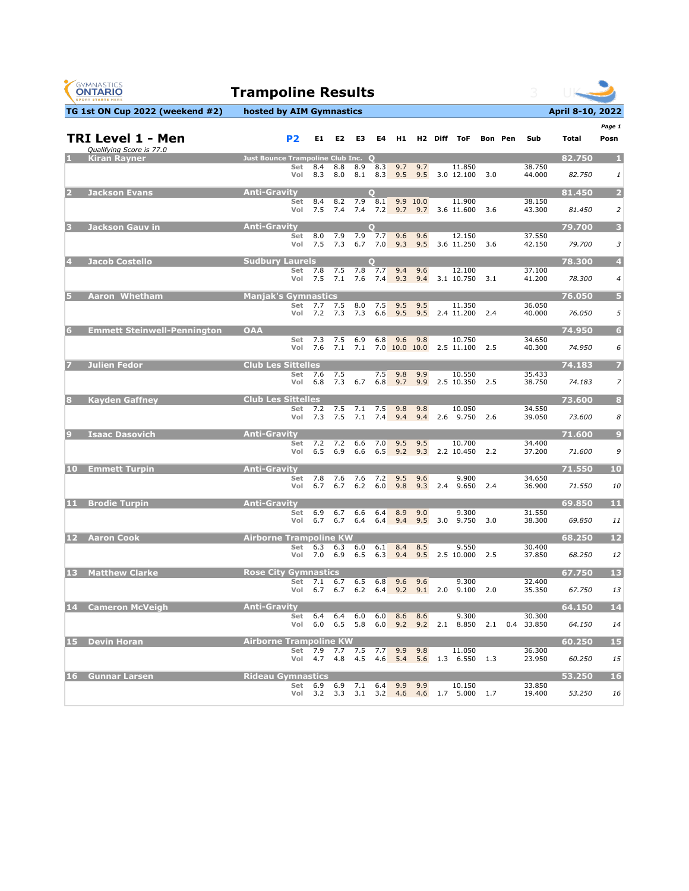# Trampoline Results

**TG 1st ON Cup 2022 (weekend #2)** — hosted by AIM Gymnastics — **April 8-10, 2022**

## TRI Level 1 - Men

*Qualifying Score is 77.0*

| # | Name | Club | Q | P2 | E1 | E2 | E3 | E4 | H1 | H2 | Diff | ToF | Bon | Pen | Sub | Total | Posn |
|---|---|---|---|---|---|---|---|---|---|---|---|---|---|---|---|---|---|
| 1 | Kiran Rayner | Just Bounce Trampoline Club Inc. | Q | | | | | | | | | | | | | 82.750 | 1 |
| | | | | Set | 8.4 | 8.8 | 8.9 | 8.3 | 9.7 | 9.7 | | 11.850 | | | 38.750 | | |
| | | | | Vol | 8.3 | 8.0 | 8.1 | 8.3 | 9.5 | 9.5 | 3.0 | 12.100 | 3.0 | | 44.000 | 82.750 | 1 |
| 2 | Jackson Evans | Anti-Gravity | Q | | | | | | | | | | | | | 81.450 | 2 |
| | | | | Set | 8.4 | 8.2 | 7.9 | 8.1 | 9.9 | 10.0 | | 11.900 | | | 38.150 | | |
| | | | | Vol | 7.5 | 7.4 | 7.4 | 7.2 | 9.7 | 9.7 | 3.6 | 11.600 | 3.6 | | 43.300 | 81.450 | 2 |
| 3 | Jackson Gauv in | Anti-Gravity | Q | | | | | | | | | | | | | 79.700 | 3 |
| | | | | Set | 8.0 | 7.9 | 7.9 | 7.7 | 9.6 | 9.6 | | 12.150 | | | 37.550 | | |
| | | | | Vol | 7.5 | 7.3 | 6.7 | 7.0 | 9.3 | 9.5 | 3.6 | 11.250 | 3.6 | | 42.150 | 79.700 | 3 |
| 4 | Jacob Costello | Sudbury Laurels | Q | | | | | | | | | | | | | 78.300 | 4 |
| | | | | Set | 7.8 | 7.5 | 7.8 | 7.7 | 9.4 | 9.6 | | 12.100 | | | 37.100 | | |
| | | | | Vol | 7.5 | 7.1 | 7.6 | 7.4 | 9.3 | 9.4 | 3.1 | 10.750 | 3.1 | | 41.200 | 78.300 | 4 |
| 5 | Aaron Whetham | Manjak's Gymnastics | | | | | | | | | | | | | | 76.050 | 5 |
| | | | | Set | 7.7 | 7.5 | 8.0 | 7.5 | 9.5 | 9.5 | | 11.350 | | | 36.050 | | |
| | | | | Vol | 7.2 | 7.3 | 7.3 | 6.6 | 9.5 | 9.5 | 2.4 | 11.200 | 2.4 | | 40.000 | 76.050 | 5 |
| 6 | Emmett Steinwell-Pennington | OAA | | | | | | | | | | | | | | 74.950 | 6 |
| | | | | Set | 7.3 | 7.5 | 6.9 | 6.8 | 9.6 | 9.8 | | 10.750 | | | 34.650 | | |
| | | | | Vol | 7.6 | 7.1 | 7.1 | 7.0 | 10.0 | 10.0 | 2.5 | 11.100 | 2.5 | | 40.300 | 74.950 | 6 |
| 7 | Julien Fedor | Club Les Sittelles | | | | | | | | | | | | | | 74.183 | 7 |
| | | | | Set | 7.6 | 7.5 | | 7.5 | 9.8 | 9.9 | | 10.550 | | | 35.433 | | |
| | | | | Vol | 6.8 | 7.3 | 6.7 | 6.8 | 9.7 | 9.9 | 2.5 | 10.350 | 2.5 | | 38.750 | 74.183 | 7 |
| 8 | Kayden Gaffney | Club Les Sittelles | | | | | | | | | | | | | | 73.600 | 8 |
| | | | | Set | 7.2 | 7.5 | 7.1 | 7.5 | 9.8 | 9.8 | | 10.050 | | | 34.550 | | |
| | | | | Vol | 7.3 | 7.5 | 7.1 | 7.4 | 9.4 | 9.4 | 2.6 | 9.750 | 2.6 | | 39.050 | 73.600 | 8 |
| 9 | Isaac Dasovich | Anti-Gravity | | | | | | | | | | | | | | 71.600 | 9 |
| | | | | Set | 7.2 | 7.2 | 6.6 | 7.0 | 9.5 | 9.5 | | 10.700 | | | 34.400 | | |
| | | | | Vol | 6.5 | 6.9 | 6.6 | 6.5 | 9.2 | 9.3 | 2.2 | 10.450 | 2.2 | | 37.200 | 71.600 | 9 |
| 10 | Emmett Turpin | Anti-Gravity | | | | | | | | | | | | | | 71.550 | 10 |
| | | | | Set | 7.8 | 7.6 | 7.6 | 7.2 | 9.5 | 9.6 | | 9.900 | | | 34.650 | | |
| | | | | Vol | 6.7 | 6.7 | 6.2 | 6.0 | 9.8 | 9.3 | 2.4 | 9.650 | 2.4 | | 36.900 | 71.550 | 10 |
| 11 | Brodie Turpin | Anti-Gravity | | | | | | | | | | | | | | 69.850 | 11 |
| | | | | Set | 6.9 | 6.7 | 6.6 | 6.4 | 8.9 | 9.0 | | 9.300 | | | 31.550 | | |
| | | | | Vol | 6.7 | 6.7 | 6.4 | 6.4 | 9.4 | 9.5 | 3.0 | 9.750 | 3.0 | | 38.300 | 69.850 | 11 |
| 12 | Aaron Cook | Airborne Trampoline KW | | | | | | | | | | | | | | 68.250 | 12 |
| | | | | Set | 6.3 | 6.3 | 6.0 | 6.1 | 8.4 | 8.5 | | 9.550 | | | 30.400 | | |
| | | | | Vol | 7.0 | 6.9 | 6.5 | 6.3 | 9.4 | 9.5 | 2.5 | 10.000 | 2.5 | | 37.850 | 68.250 | 12 |
| 13 | Matthew Clarke | Rose City Gymnastics | | | | | | | | | | | | | | 67.750 | 13 |
| | | | | Set | 7.1 | 6.7 | 6.5 | 6.8 | 9.6 | 9.6 | | 9.300 | | | 32.400 | | |
| | | | | Vol | 6.7 | 6.7 | 6.2 | 6.4 | 9.2 | 9.1 | 2.0 | 9.100 | 2.0 | | 35.350 | 67.750 | 13 |
| 14 | Cameron McVeigh | Anti-Gravity | | | | | | | | | | | | | | 64.150 | 14 |
| | | | | Set | 6.4 | 6.4 | 6.0 | 6.0 | 8.6 | 8.6 | | 9.300 | | | 30.300 | | |
| | | | | Vol | 6.0 | 6.5 | 5.8 | 6.0 | 9.2 | 9.2 | 2.1 | 8.850 | 2.1 | 0.4 | 33.850 | 64.150 | 14 |
| 15 | Devin Horan | Airborne Trampoline KW | | | | | | | | | | | | | | 60.250 | 15 |
| | | | | Set | 7.9 | 7.7 | 7.5 | 7.7 | 9.9 | 9.8 | | 11.050 | | | 36.300 | | |
| | | | | Vol | 4.7 | 4.8 | 4.5 | 4.6 | 5.4 | 5.6 | 1.3 | 6.550 | 1.3 | | 23.950 | 60.250 | 15 |
| 16 | Gunnar Larsen | Rideau Gymnastics | | | | | | | | | | | | | | 53.250 | 16 |
| | | | | Set | 6.9 | 6.9 | 7.1 | 6.4 | 9.9 | 9.9 | | 10.150 | | | 33.850 | | |
| | | | | Vol | 3.2 | 3.3 | 3.1 | 3.2 | 4.6 | 4.6 | 1.7 | 5.000 | 1.7 | | 19.400 | 53.250 | 16 |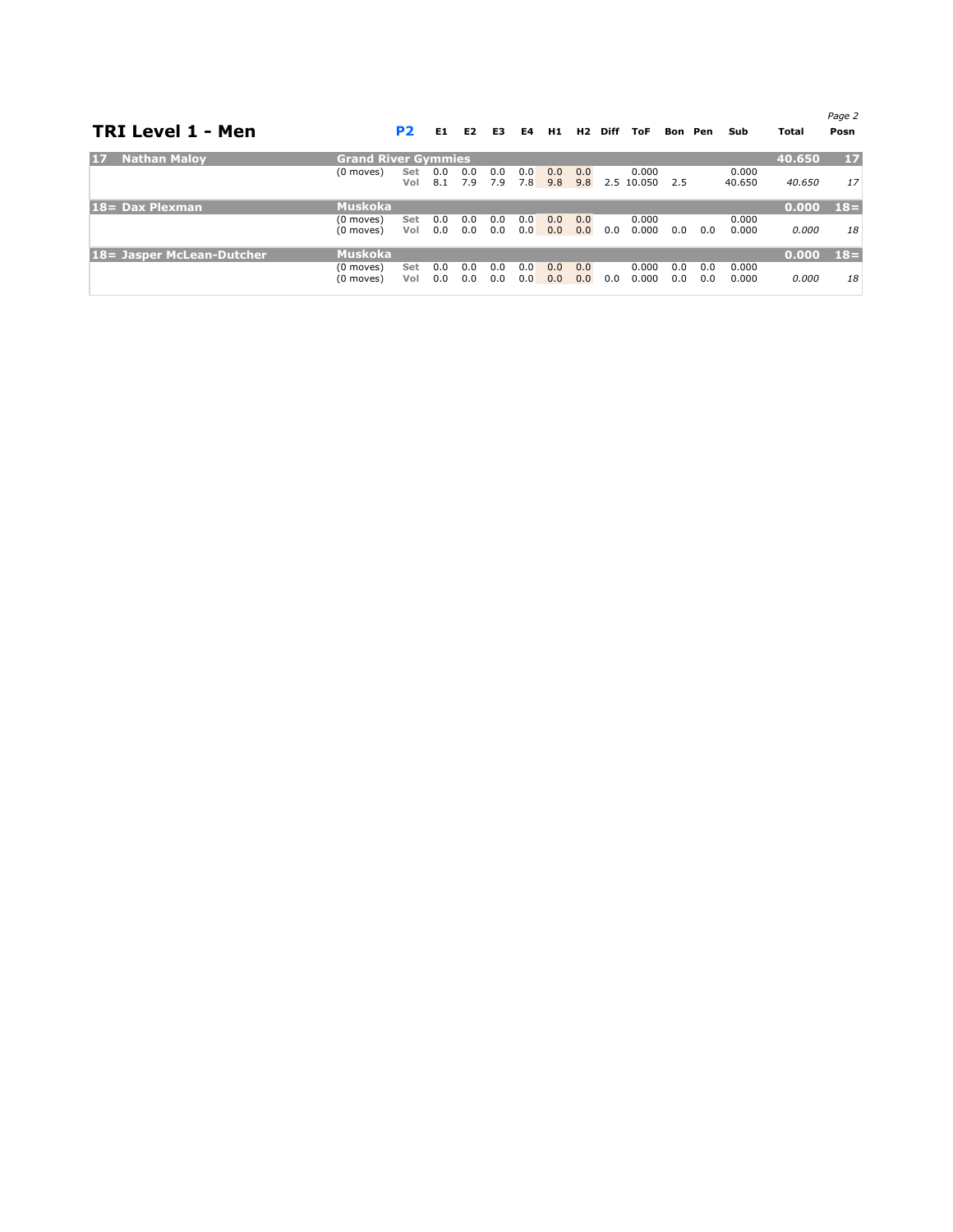# TRI Level 1 - Men

| | | P2 | E1 | E2 | E3 | E4 | H1 | H2 | Diff | ToF | Bon | Pen | Sub | Total | Posn |
|---|---|---|---|---|---|---|---|---|---|---|---|---|---|---|---|
| **17 Nathan Maloy** | **Grand River Gymmies** | | | | | | | | | | | | | **40.650** | **17** |
| | (0 moves) | Set | 0.0 | 0.0 | 0.0 | 0.0 | 0.0 | 0.0 | | 0.000 | | | 0.000 | | |
| | | Vol | 8.1 | 7.9 | 7.9 | 7.8 | 9.8 | 9.8 | 2.5 | 10.050 | 2.5 | | 40.650 | *40.650* | *17* |
| **18= Dax Plexman** | **Muskoka** | | | | | | | | | | | | | **0.000** | **18=** |
| | (0 moves) | Set | 0.0 | 0.0 | 0.0 | 0.0 | 0.0 | 0.0 | | 0.000 | | | 0.000 | | |
| | (0 moves) | Vol | 0.0 | 0.0 | 0.0 | 0.0 | 0.0 | 0.0 | 0.0 | 0.000 | 0.0 | 0.0 | 0.000 | *0.000* | *18* |
| **18= Jasper McLean-Dutcher** | **Muskoka** | | | | | | | | | | | | | **0.000** | **18=** |
| | (0 moves) | Set | 0.0 | 0.0 | 0.0 | 0.0 | 0.0 | 0.0 | | 0.000 | 0.0 | 0.0 | 0.000 | | |
| | (0 moves) | Vol | 0.0 | 0.0 | 0.0 | 0.0 | 0.0 | 0.0 | 0.0 | 0.000 | 0.0 | 0.0 | 0.000 | *0.000* | *18* |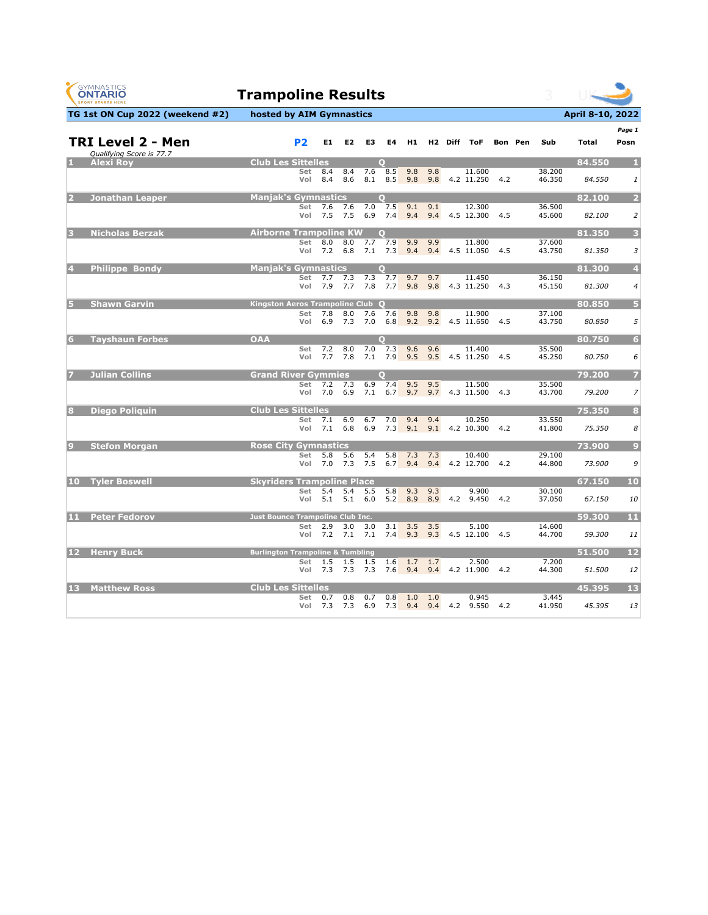# Trampoline Results

**TG 1st ON Cup 2022 (weekend #2)** — **hosted by AIM Gymnastics** — **April 8-10, 2022**

## TRI Level 2 - Men

*Qualifying Score is 77.7*

| # | Name | Club | Q | P2 | E1 | E2 | E3 | E4 | H1 | H2 | Diff | ToF | Bon | Pen | Sub | Total | Posn |
|---|---|---|---|---|---|---|---|---|---|---|---|---|---|---|---|---|---|
| 1 | Alexi Roy | Club Les Sittelles | Q | | | | | | | | | | | | | 84.550 | 1 |
| | | | | Set | 8.4 | 8.4 | 7.6 | 8.5 | 9.8 | 9.8 | | 11.600 | | | 38.200 | | |
| | | | | Vol | 8.4 | 8.6 | 8.1 | 8.5 | 9.8 | 9.8 | 4.2 | 11.250 | 4.2 | | 46.350 | *84.550* | *1* |
| 2 | Jonathan Leaper | Manjak's Gymnastics | Q | | | | | | | | | | | | | 82.100 | 2 |
| | | | | Set | 7.6 | 7.6 | 7.0 | 7.5 | 9.1 | 9.1 | | 12.300 | | | 36.500 | | |
| | | | | Vol | 7.5 | 7.5 | 6.9 | 7.4 | 9.4 | 9.4 | 4.5 | 12.300 | 4.5 | | 45.600 | *82.100* | *2* |
| 3 | Nicholas Berzak | Airborne Trampoline KW | Q | | | | | | | | | | | | | 81.350 | 3 |
| | | | | Set | 8.0 | 8.0 | 7.7 | 7.9 | 9.9 | 9.9 | | 11.800 | | | 37.600 | | |
| | | | | Vol | 7.2 | 6.8 | 7.1 | 7.3 | 9.4 | 9.4 | 4.5 | 11.050 | 4.5 | | 43.750 | *81.350* | *3* |
| 4 | Philippe Bondy | Manjak's Gymnastics | Q | | | | | | | | | | | | | 81.300 | 4 |
| | | | | Set | 7.7 | 7.3 | 7.3 | 7.7 | 9.7 | 9.7 | | 11.450 | | | 36.150 | | |
| | | | | Vol | 7.9 | 7.7 | 7.8 | 7.7 | 9.8 | 9.8 | 4.3 | 11.250 | 4.3 | | 45.150 | *81.300* | *4* |
| 5 | Shawn Garvin | Kingston Aeros Trampoline Club | Q | | | | | | | | | | | | | 80.850 | 5 |
| | | | | Set | 7.8 | 8.0 | 7.6 | 7.6 | 9.8 | 9.8 | | 11.900 | | | 37.100 | | |
| | | | | Vol | 6.9 | 7.3 | 7.0 | 6.8 | 9.2 | 9.2 | 4.5 | 11.650 | 4.5 | | 43.750 | *80.850* | *5* |
| 6 | Tayshaun Forbes | OAA | Q | | | | | | | | | | | | | 80.750 | 6 |
| | | | | Set | 7.2 | 8.0 | 7.0 | 7.3 | 9.6 | 9.6 | | 11.400 | | | 35.500 | | |
| | | | | Vol | 7.7 | 7.8 | 7.1 | 7.9 | 9.5 | 9.5 | 4.5 | 11.250 | 4.5 | | 45.250 | *80.750* | *6* |
| 7 | Julian Collins | Grand River Gymmies | Q | | | | | | | | | | | | | 79.200 | 7 |
| | | | | Set | 7.2 | 7.3 | 6.9 | 7.4 | 9.5 | 9.5 | | 11.500 | | | 35.500 | | |
| | | | | Vol | 7.0 | 6.9 | 7.1 | 6.7 | 9.7 | 9.7 | 4.3 | 11.500 | 4.3 | | 43.700 | *79.200* | *7* |
| 8 | Diego Poliquin | Club Les Sittelles | | | | | | | | | | | | | | 75.350 | 8 |
| | | | | Set | 7.1 | 6.9 | 6.7 | 7.0 | 9.4 | 9.4 | | 10.250 | | | 33.550 | | |
| | | | | Vol | 7.1 | 6.8 | 6.9 | 7.3 | 9.1 | 9.1 | 4.2 | 10.300 | 4.2 | | 41.800 | *75.350* | *8* |
| 9 | Stefon Morgan | Rose City Gymnastics | | | | | | | | | | | | | | 73.900 | 9 |
| | | | | Set | 5.8 | 5.6 | 5.4 | 5.8 | 7.3 | 7.3 | | 10.400 | | | 29.100 | | |
| | | | | Vol | 7.0 | 7.3 | 7.5 | 6.7 | 9.4 | 9.4 | 4.2 | 12.700 | 4.2 | | 44.800 | *73.900* | *9* |
| 10 | Tyler Boswell | Skyriders Trampoline Place | | | | | | | | | | | | | | 67.150 | 10 |
| | | | | Set | 5.4 | 5.4 | 5.5 | 5.8 | 9.3 | 9.3 | | 9.900 | | | 30.100 | | |
| | | | | Vol | 5.1 | 5.1 | 6.0 | 5.2 | 8.9 | 8.9 | 4.2 | 9.450 | 4.2 | | 37.050 | *67.150* | *10* |
| 11 | Peter Fedorov | Just Bounce Trampoline Club Inc. | | | | | | | | | | | | | | 59.300 | 11 |
| | | | | Set | 2.9 | 3.0 | 3.0 | 3.1 | 3.5 | 3.5 | | 5.100 | | | 14.600 | | |
| | | | | Vol | 7.2 | 7.1 | 7.1 | 7.4 | 9.3 | 9.3 | 4.5 | 12.100 | 4.5 | | 44.700 | *59.300* | *11* |
| 12 | Henry Buck | Burlington Trampoline & Tumbling | | | | | | | | | | | | | | 51.500 | 12 |
| | | | | Set | 1.5 | 1.5 | 1.5 | 1.6 | 1.7 | 1.7 | | 2.500 | | | 7.200 | | |
| | | | | Vol | 7.3 | 7.3 | 7.3 | 7.6 | 9.4 | 9.4 | 4.2 | 11.900 | 4.2 | | 44.300 | *51.500* | *12* |
| 13 | Matthew Ross | Club Les Sittelles | | | | | | | | | | | | | | 45.395 | 13 |
| | | | | Set | 0.7 | 0.8 | 0.7 | 0.8 | 1.0 | 1.0 | | 0.945 | | | 3.445 | | |
| | | | | Vol | 7.3 | 7.3 | 6.9 | 7.3 | 9.4 | 9.4 | 4.2 | 9.550 | 4.2 | | 41.950 | *45.395* | *13* |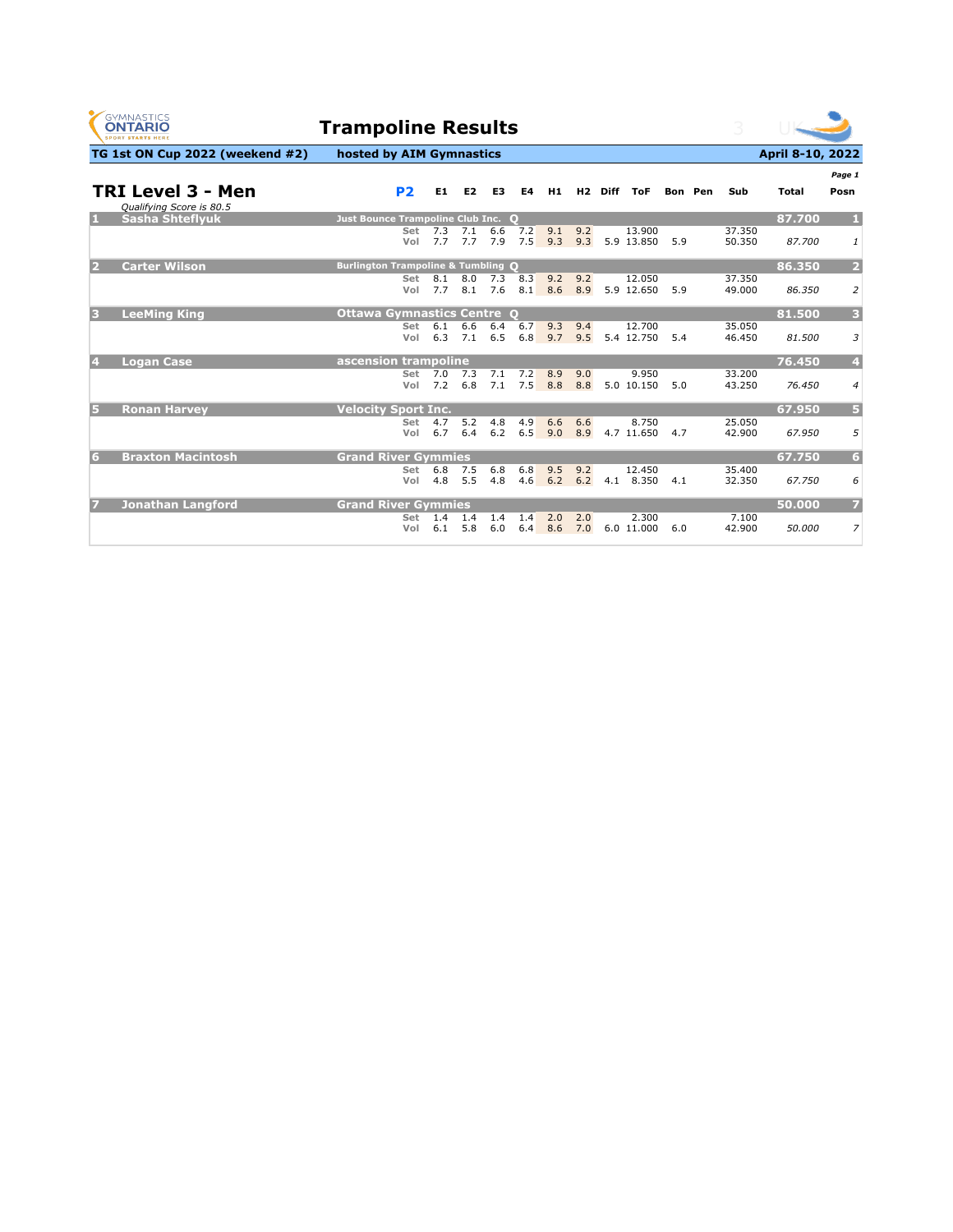# Trampoline Results

**TG 1st ON Cup 2022 (weekend #2)** | **hosted by AIM Gymnastics** | **April 8-10, 2022**

## TRI Level 3 - Men

*Qualifying Score is 80.5*

**P2**

| # | Name | Club | Routine | E1 | E2 | E3 | E4 | H1 | H2 | Diff | ToF | Bon | Pen | Sub | Total | Posn |
|---|---|---|---|---|---|---|---|---|---|---|---|---|---|---|---|---|
| 1 | Sasha Shteflyuk | Just Bounce Trampoline Club Inc. Q | | | | | | | | | | | | | **87.700** | **1** |
| | | | Set | 7.3 | 7.1 | 6.6 | 7.2 | 9.1 | 9.2 | | 13.900 | | | 37.350 | | |
| | | | Vol | 7.7 | 7.7 | 7.9 | 7.5 | 9.3 | 9.3 | 5.9 | 13.850 | 5.9 | | 50.350 | *87.700* | *1* |
| 2 | Carter Wilson | Burlington Trampoline & Tumbling Q | | | | | | | | | | | | | **86.350** | **2** |
| | | | Set | 8.1 | 8.0 | 7.3 | 8.3 | 9.2 | 9.2 | | 12.050 | | | 37.350 | | |
| | | | Vol | 7.7 | 8.1 | 7.6 | 8.1 | 8.6 | 8.9 | 5.9 | 12.650 | 5.9 | | 49.000 | *86.350* | *2* |
| 3 | LeeMing King | Ottawa Gymnastics Centre Q | | | | | | | | | | | | | **81.500** | **3** |
| | | | Set | 6.1 | 6.6 | 6.4 | 6.7 | 9.3 | 9.4 | | 12.700 | | | 35.050 | | |
| | | | Vol | 6.3 | 7.1 | 6.5 | 6.8 | 9.7 | 9.5 | 5.4 | 12.750 | 5.4 | | 46.450 | *81.500* | *3* |
| 4 | Logan Case | ascension trampoline | | | | | | | | | | | | | **76.450** | **4** |
| | | | Set | 7.0 | 7.3 | 7.1 | 7.2 | 8.9 | 9.0 | | 9.950 | | | 33.200 | | |
| | | | Vol | 7.2 | 6.8 | 7.1 | 7.5 | 8.8 | 8.8 | 5.0 | 10.150 | 5.0 | | 43.250 | *76.450* | *4* |
| 5 | Ronan Harvey | Velocity Sport Inc. | | | | | | | | | | | | | **67.950** | **5** |
| | | | Set | 4.7 | 5.2 | 4.8 | 4.9 | 6.6 | 6.6 | | 8.750 | | | 25.050 | | |
| | | | Vol | 6.7 | 6.4 | 6.2 | 6.5 | 9.0 | 8.9 | 4.7 | 11.650 | 4.7 | | 42.900 | *67.950* | *5* |
| 6 | Braxton Macintosh | Grand River Gymmies | | | | | | | | | | | | | **67.750** | **6** |
| | | | Set | 6.8 | 7.5 | 6.8 | 6.8 | 9.5 | 9.2 | | 12.450 | | | 35.400 | | |
| | | | Vol | 4.8 | 5.5 | 4.8 | 4.6 | 6.2 | 6.2 | 4.1 | 8.350 | 4.1 | | 32.350 | *67.750* | *6* |
| 7 | Jonathan Langford | Grand River Gymmies | | | | | | | | | | | | | **50.000** | **7** |
| | | | Set | 1.4 | 1.4 | 1.4 | 1.4 | 2.0 | 2.0 | | 2.300 | | | 7.100 | | |
| | | | Vol | 6.1 | 5.8 | 6.0 | 6.4 | 8.6 | 7.0 | 6.0 | 11.000 | 6.0 | | 42.900 | *50.000* | *7* |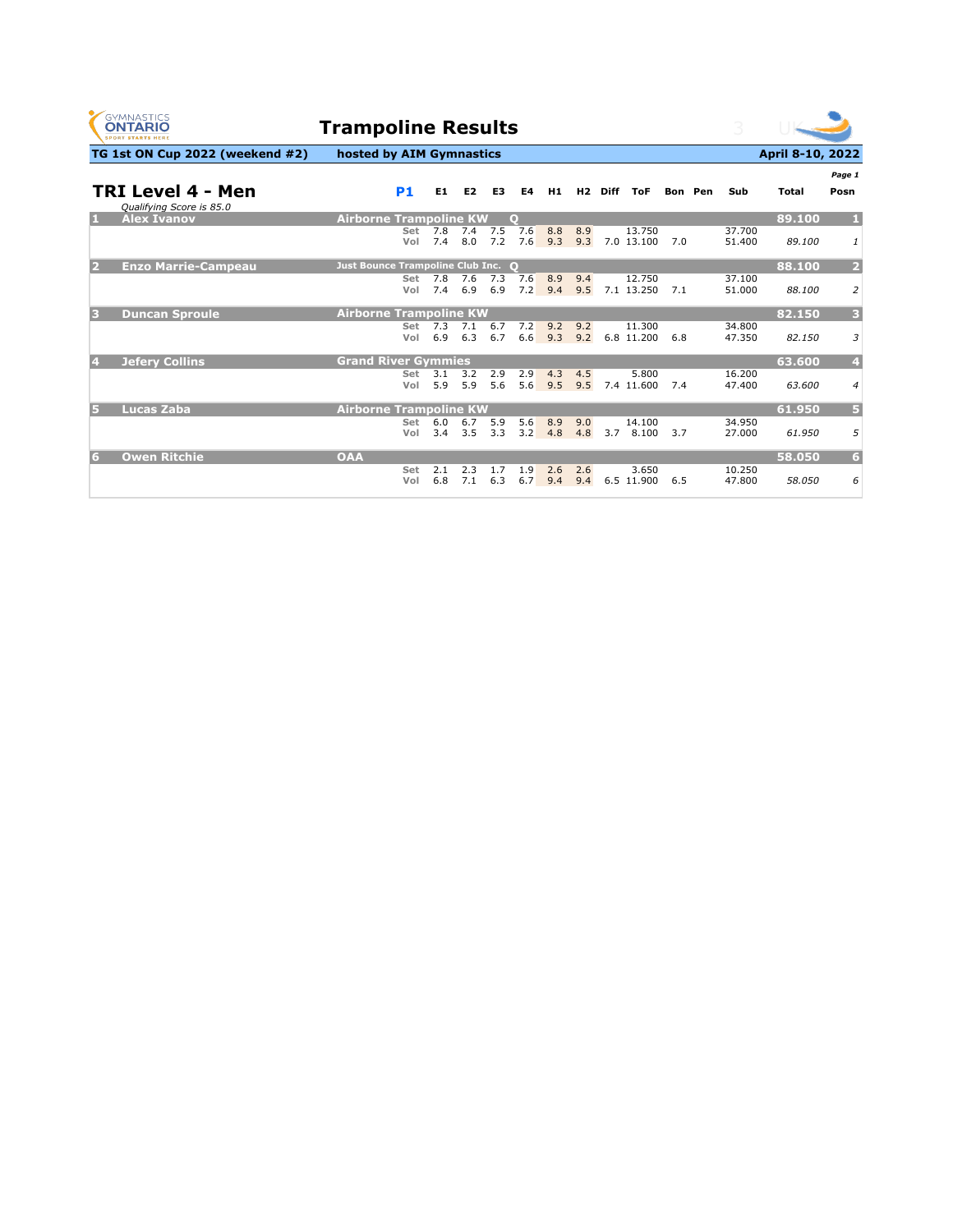# Trampoline Results

**TG 1st ON Cup 2022 (weekend #2)** | **hosted by AIM Gymnastics** | **April 8-10, 2022**

*Page 1*

## TRI Level 4 - Men

*Qualifying Score is 85.0*

| # | Name | Club | Q | P1 | E1 | E2 | E3 | E4 | H1 | H2 | Diff | ToF | Bon | Pen | Sub | Total | Posn |
|---|---|---|---|---|---|---|---|---|---|---|---|---|---|---|---|---|---|
| 1 | Alex Ivanov | Airborne Trampoline KW | Q | | | | | | | | | | | | | 89.100 | 1 |
| | | | | Set | 7.8 | 7.4 | 7.5 | 7.6 | 8.8 | 8.9 | | 13.750 | | | 37.700 | | |
| | | | | Vol | 7.4 | 8.0 | 7.2 | 7.6 | 9.3 | 9.3 | 7.0 | 13.100 | 7.0 | | 51.400 | *89.100* | *1* |
| 2 | Enzo Marrie-Campeau | Just Bounce Trampoline Club Inc. | Q | | | | | | | | | | | | | 88.100 | 2 |
| | | | | Set | 7.8 | 7.6 | 7.3 | 7.6 | 8.9 | 9.4 | | 12.750 | | | 37.100 | | |
| | | | | Vol | 7.4 | 6.9 | 6.9 | 7.2 | 9.4 | 9.5 | 7.1 | 13.250 | 7.1 | | 51.000 | *88.100* | *2* |
| 3 | Duncan Sproule | Airborne Trampoline KW | | | | | | | | | | | | | | 82.150 | 3 |
| | | | | Set | 7.3 | 7.1 | 6.7 | 7.2 | 9.2 | 9.2 | | 11.300 | | | 34.800 | | |
| | | | | Vol | 6.9 | 6.3 | 6.7 | 6.6 | 9.3 | 9.2 | 6.8 | 11.200 | 6.8 | | 47.350 | *82.150* | *3* |
| 4 | Jefery Collins | Grand River Gymmies | | | | | | | | | | | | | | 63.600 | 4 |
| | | | | Set | 3.1 | 3.2 | 2.9 | 2.9 | 4.3 | 4.5 | | 5.800 | | | 16.200 | | |
| | | | | Vol | 5.9 | 5.9 | 5.6 | 5.6 | 9.5 | 9.5 | 7.4 | 11.600 | 7.4 | | 47.400 | *63.600* | *4* |
| 5 | Lucas Zaba | Airborne Trampoline KW | | | | | | | | | | | | | | 61.950 | 5 |
| | | | | Set | 6.0 | 6.7 | 5.9 | 5.6 | 8.9 | 9.0 | | 14.100 | | | 34.950 | | |
| | | | | Vol | 3.4 | 3.5 | 3.3 | 3.2 | 4.8 | 4.8 | 3.7 | 8.100 | 3.7 | | 27.000 | *61.950* | *5* |
| 6 | Owen Ritchie | OAA | | | | | | | | | | | | | | 58.050 | 6 |
| | | | | Set | 2.1 | 2.3 | 1.7 | 1.9 | 2.6 | 2.6 | | 3.650 | | | 10.250 | | |
| | | | | Vol | 6.8 | 7.1 | 6.3 | 6.7 | 9.4 | 9.4 | 6.5 | 11.900 | 6.5 | | 47.800 | *58.050* | *6* |